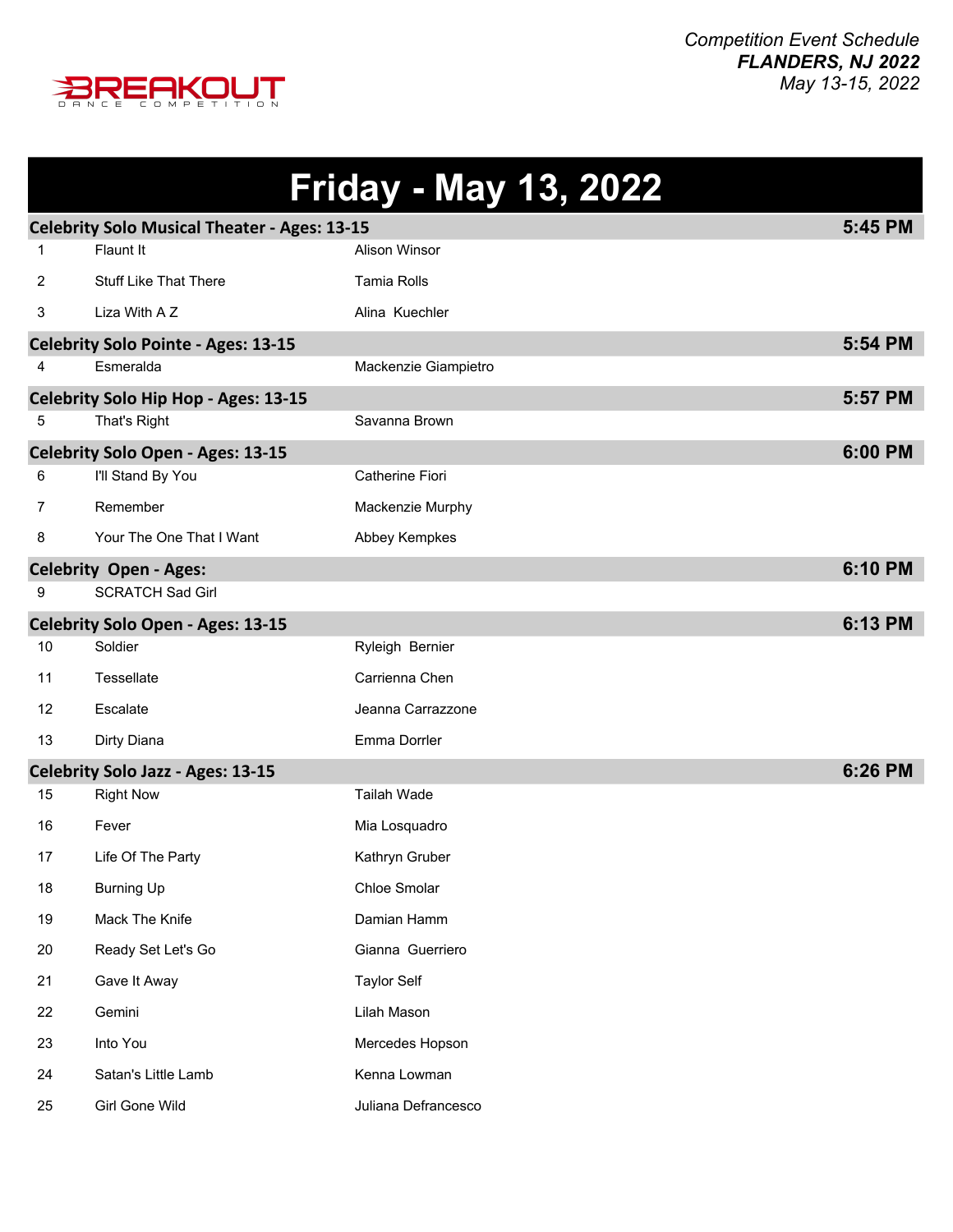BREAKOUT DANCE COMPETITION

*Competition Event Schedule*
***FLANDERS, NJ 2022***
*May 13-15, 2022*

# Friday - May 13, 2022

## Celebrity Solo Musical Theater - Ages: 13-15 — 5:45 PM

| # | Routine | Dancer |
|---|---|---|
| 1 | Flaunt It | Alison Winsor |
| 2 | Stuff Like That There | Tamia Rolls |
| 3 | Liza With A Z | Alina Kuechler |

## Celebrity Solo Pointe - Ages: 13-15 — 5:54 PM

| # | Routine | Dancer |
|---|---|---|
| 4 | Esmeralda | Mackenzie Giampietro |

## Celebrity Solo Hip Hop - Ages: 13-15 — 5:57 PM

| # | Routine | Dancer |
|---|---|---|
| 5 | That's Right | Savanna Brown |

## Celebrity Solo Open - Ages: 13-15 — 6:00 PM

| # | Routine | Dancer |
|---|---|---|
| 6 | I'll Stand By You | Catherine Fiori |
| 7 | Remember | Mackenzie Murphy |
| 8 | Your The One That I Want | Abbey Kempkes |

## Celebrity Open - Ages: — 6:10 PM

| # | Routine | Dancer |
|---|---|---|
| 9 | SCRATCH Sad Girl | |

## Celebrity Solo Open - Ages: 13-15 — 6:13 PM

| # | Routine | Dancer |
|---|---|---|
| 10 | Soldier | Ryleigh Bernier |
| 11 | Tessellate | Carrienna Chen |
| 12 | Escalate | Jeanna Carrazzone |
| 13 | Dirty Diana | Emma Dorrler |

## Celebrity Solo Jazz - Ages: 13-15 — 6:26 PM

| # | Routine | Dancer |
|---|---|---|
| 15 | Right Now | Tailah Wade |
| 16 | Fever | Mia Losquadro |
| 17 | Life Of The Party | Kathryn Gruber |
| 18 | Burning Up | Chloe Smolar |
| 19 | Mack The Knife | Damian Hamm |
| 20 | Ready Set Let's Go | Gianna Guerriero |
| 21 | Gave It Away | Taylor Self |
| 22 | Gemini | Lilah Mason |
| 23 | Into You | Mercedes Hopson |
| 24 | Satan's Little Lamb | Kenna Lowman |
| 25 | Girl Gone Wild | Juliana Defrancesco |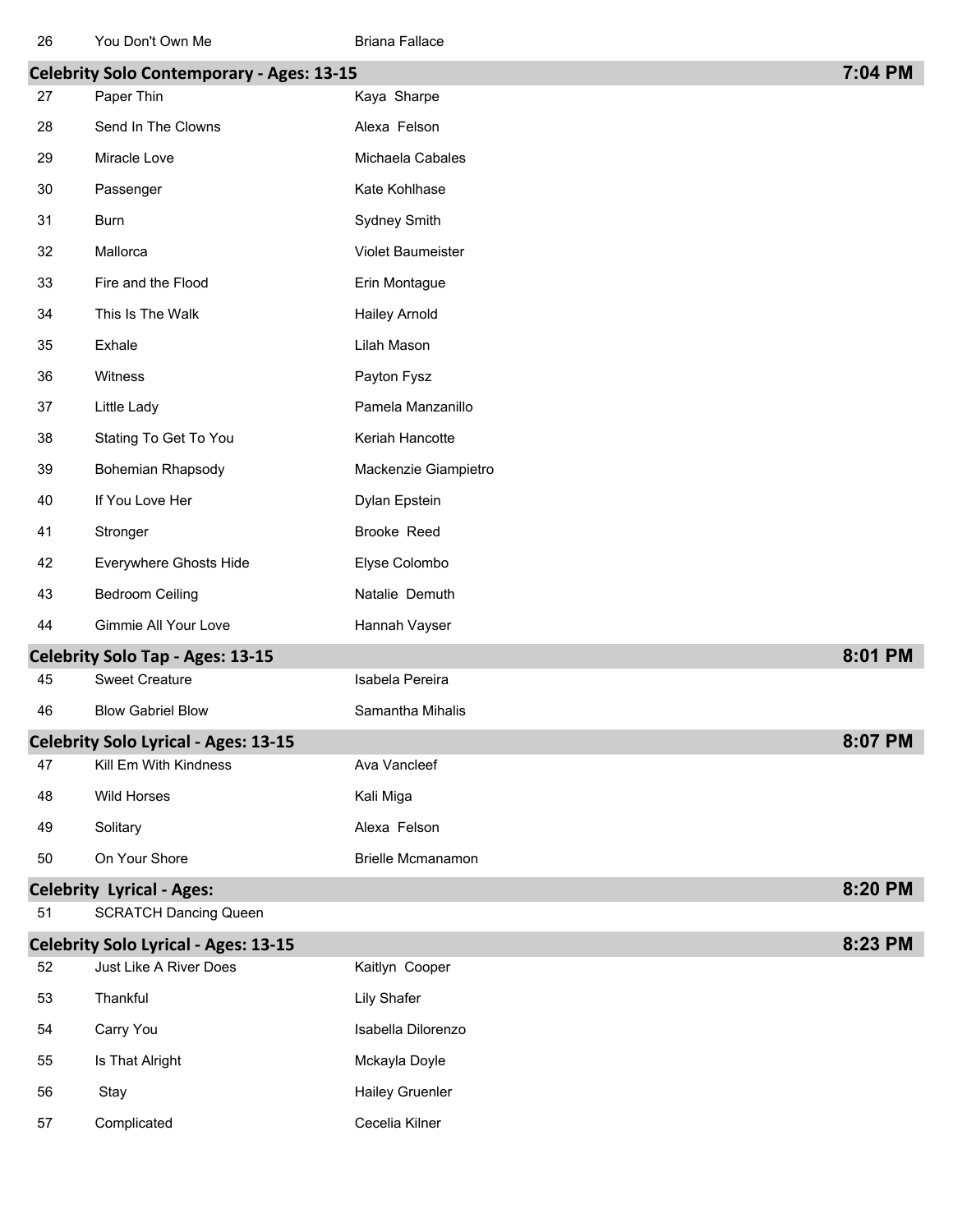| # | Routine | Dancer | Time |
|---|---|---|---|
| 26 | You Don't Own Me | Briana Fallace | |

## Celebrity Solo Contemporary - Ages: 13-15 — 7:04 PM

| # | Routine | Dancer |
|---|---|---|
| 27 | Paper Thin | Kaya Sharpe |
| 28 | Send In The Clowns | Alexa Felson |
| 29 | Miracle Love | Michaela Cabales |
| 30 | Passenger | Kate Kohlhase |
| 31 | Burn | Sydney Smith |
| 32 | Mallorca | Violet Baumeister |
| 33 | Fire and the Flood | Erin Montague |
| 34 | This Is The Walk | Hailey Arnold |
| 35 | Exhale | Lilah Mason |
| 36 | Witness | Payton Fysz |
| 37 | Little Lady | Pamela Manzanillo |
| 38 | Stating To Get To You | Keriah Hancotte |
| 39 | Bohemian Rhapsody | Mackenzie Giampietro |
| 40 | If You Love Her | Dylan Epstein |
| 41 | Stronger | Brooke Reed |
| 42 | Everywhere Ghosts Hide | Elyse Colombo |
| 43 | Bedroom Ceiling | Natalie Demuth |
| 44 | Gimmie All Your Love | Hannah Vayser |

## Celebrity Solo Tap - Ages: 13-15 — 8:01 PM

| # | Routine | Dancer |
|---|---|---|
| 45 | Sweet Creature | Isabela Pereira |
| 46 | Blow Gabriel Blow | Samantha Mihalis |

## Celebrity Solo Lyrical - Ages: 13-15 — 8:07 PM

| # | Routine | Dancer |
|---|---|---|
| 47 | Kill Em With Kindness | Ava Vancleef |
| 48 | Wild Horses | Kali Miga |
| 49 | Solitary | Alexa Felson |
| 50 | On Your Shore | Brielle Mcmanamon |

## Celebrity Lyrical - Ages: — 8:20 PM

| # | Routine | Dancer |
|---|---|---|
| 51 | SCRATCH Dancing Queen | |

## Celebrity Solo Lyrical - Ages: 13-15 — 8:23 PM

| # | Routine | Dancer |
|---|---|---|
| 52 | Just Like A River Does | Kaitlyn Cooper |
| 53 | Thankful | Lily Shafer |
| 54 | Carry You | Isabella Dilorenzo |
| 55 | Is That Alright | Mckayla Doyle |
| 56 | Stay | Hailey Gruenler |
| 57 | Complicated | Cecelia Kilner |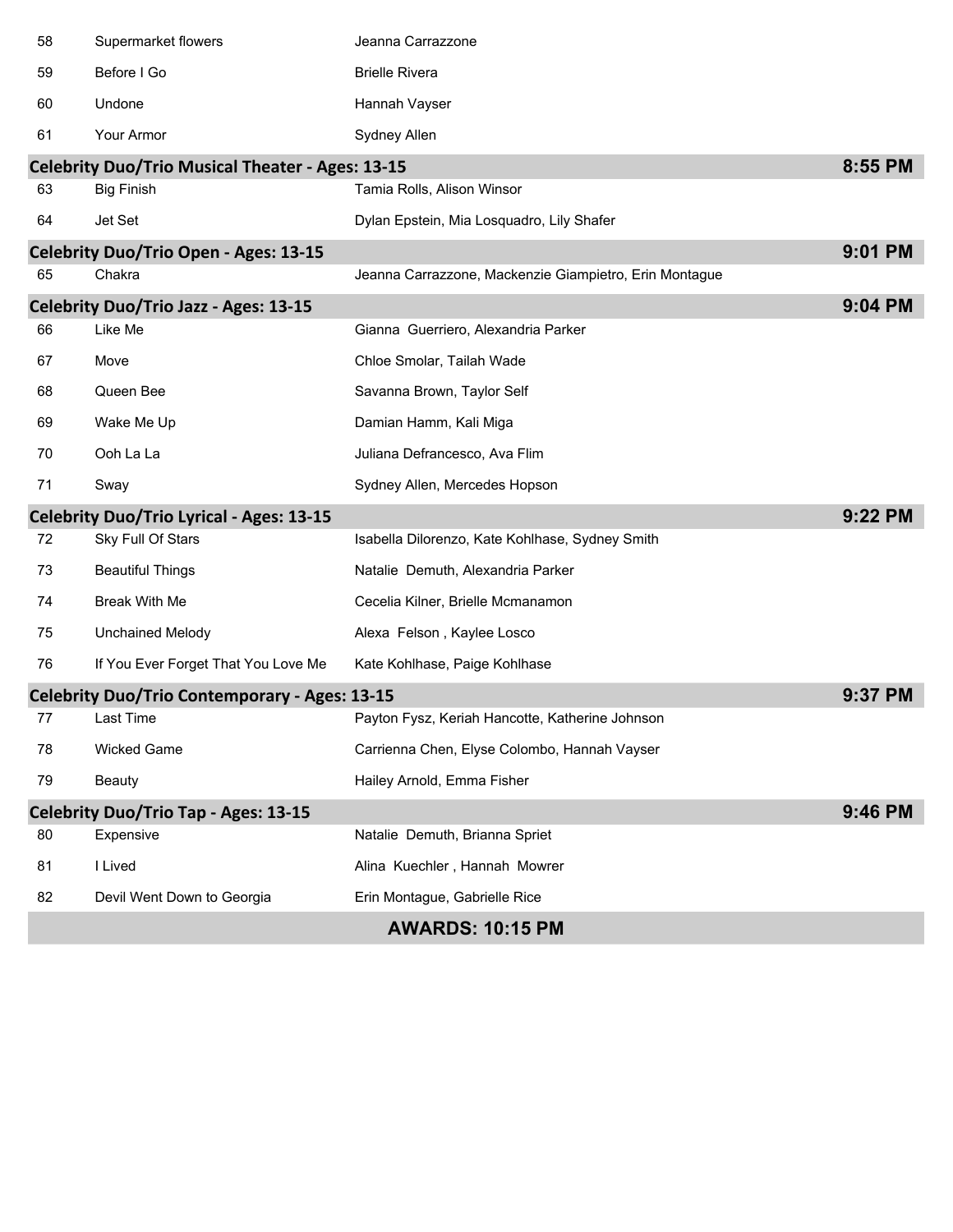| | | | |
|---|---|---|---|
| 58 | Supermarket flowers | Jeanna Carrazzone | |
| 59 | Before I Go | Brielle Rivera | |
| 60 | Undone | Hannah Vayser | |
| 61 | Your Armor | Sydney Allen | |

## Celebrity Duo/Trio Musical Theater - Ages: 13-15 — 8:55 PM

| | | |
|---|---|---|
| 63 | Big Finish | Tamia Rolls, Alison Winsor |
| 64 | Jet Set | Dylan Epstein, Mia Losquadro, Lily Shafer |

## Celebrity Duo/Trio Open - Ages: 13-15 — 9:01 PM

| | | |
|---|---|---|
| 65 | Chakra | Jeanna Carrazzone, Mackenzie Giampietro, Erin Montague |

## Celebrity Duo/Trio Jazz - Ages: 13-15 — 9:04 PM

| | | |
|---|---|---|
| 66 | Like Me | Gianna Guerriero, Alexandria Parker |
| 67 | Move | Chloe Smolar, Tailah Wade |
| 68 | Queen Bee | Savanna Brown, Taylor Self |
| 69 | Wake Me Up | Damian Hamm, Kali Miga |
| 70 | Ooh La La | Juliana Defrancesco, Ava Flim |
| 71 | Sway | Sydney Allen, Mercedes Hopson |

## Celebrity Duo/Trio Lyrical - Ages: 13-15 — 9:22 PM

| | | |
|---|---|---|
| 72 | Sky Full Of Stars | Isabella Dilorenzo, Kate Kohlhase, Sydney Smith |
| 73 | Beautiful Things | Natalie Demuth, Alexandria Parker |
| 74 | Break With Me | Cecelia Kilner, Brielle Mcmanamon |
| 75 | Unchained Melody | Alexa Felson , Kaylee Losco |
| 76 | If You Ever Forget That You Love Me | Kate Kohlhase, Paige Kohlhase |

## Celebrity Duo/Trio Contemporary - Ages: 13-15 — 9:37 PM

| | | |
|---|---|---|
| 77 | Last Time | Payton Fysz, Keriah Hancotte, Katherine Johnson |
| 78 | Wicked Game | Carrienna Chen, Elyse Colombo, Hannah Vayser |
| 79 | Beauty | Hailey Arnold, Emma Fisher |

## Celebrity Duo/Trio Tap - Ages: 13-15 — 9:46 PM

| | | |
|---|---|---|
| 80 | Expensive | Natalie Demuth, Brianna Spriet |
| 81 | I Lived | Alina Kuechler , Hannah Mowrer |
| 82 | Devil Went Down to Georgia | Erin Montague, Gabrielle Rice |

**AWARDS: 10:15 PM**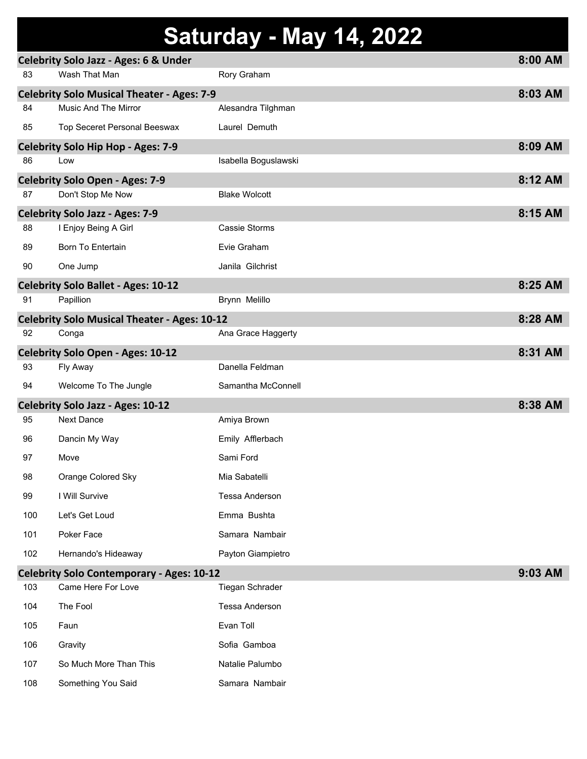# Saturday - May 14, 2022

## Celebrity Solo Jazz - Ages: 6 & Under — 8:00 AM

| # | Routine | Dancer |
|---|---|---|
| 83 | Wash That Man | Rory Graham |

## Celebrity Solo Musical Theater - Ages: 7-9 — 8:03 AM

| # | Routine | Dancer |
|---|---|---|
| 84 | Music And The Mirror | Alesandra Tilghman |
| 85 | Top Seceret Personal Beeswax | Laurel Demuth |

## Celebrity Solo Hip Hop - Ages: 7-9 — 8:09 AM

| # | Routine | Dancer |
|---|---|---|
| 86 | Low | Isabella Boguslawski |

## Celebrity Solo Open - Ages: 7-9 — 8:12 AM

| # | Routine | Dancer |
|---|---|---|
| 87 | Don't Stop Me Now | Blake Wolcott |

## Celebrity Solo Jazz - Ages: 7-9 — 8:15 AM

| # | Routine | Dancer |
|---|---|---|
| 88 | I Enjoy Being A Girl | Cassie Storms |
| 89 | Born To Entertain | Evie Graham |
| 90 | One Jump | Janila Gilchrist |

## Celebrity Solo Ballet - Ages: 10-12 — 8:25 AM

| # | Routine | Dancer |
|---|---|---|
| 91 | Papillion | Brynn Melillo |

## Celebrity Solo Musical Theater - Ages: 10-12 — 8:28 AM

| # | Routine | Dancer |
|---|---|---|
| 92 | Conga | Ana Grace Haggerty |

## Celebrity Solo Open - Ages: 10-12 — 8:31 AM

| # | Routine | Dancer |
|---|---|---|
| 93 | Fly Away | Danella Feldman |
| 94 | Welcome To The Jungle | Samantha McConnell |

## Celebrity Solo Jazz - Ages: 10-12 — 8:38 AM

| # | Routine | Dancer |
|---|---|---|
| 95 | Next Dance | Amiya Brown |
| 96 | Dancin My Way | Emily Afflerbach |
| 97 | Move | Sami Ford |
| 98 | Orange Colored Sky | Mia Sabatelli |
| 99 | I Will Survive | Tessa Anderson |
| 100 | Let's Get Loud | Emma Bushta |
| 101 | Poker Face | Samara Nambair |
| 102 | Hernando's Hideaway | Payton Giampietro |

## Celebrity Solo Contemporary - Ages: 10-12 — 9:03 AM

| # | Routine | Dancer |
|---|---|---|
| 103 | Came Here For Love | Tiegan Schrader |
| 104 | The Fool | Tessa Anderson |
| 105 | Faun | Evan Toll |
| 106 | Gravity | Sofia Gamboa |
| 107 | So Much More Than This | Natalie Palumbo |
| 108 | Something You Said | Samara Nambair |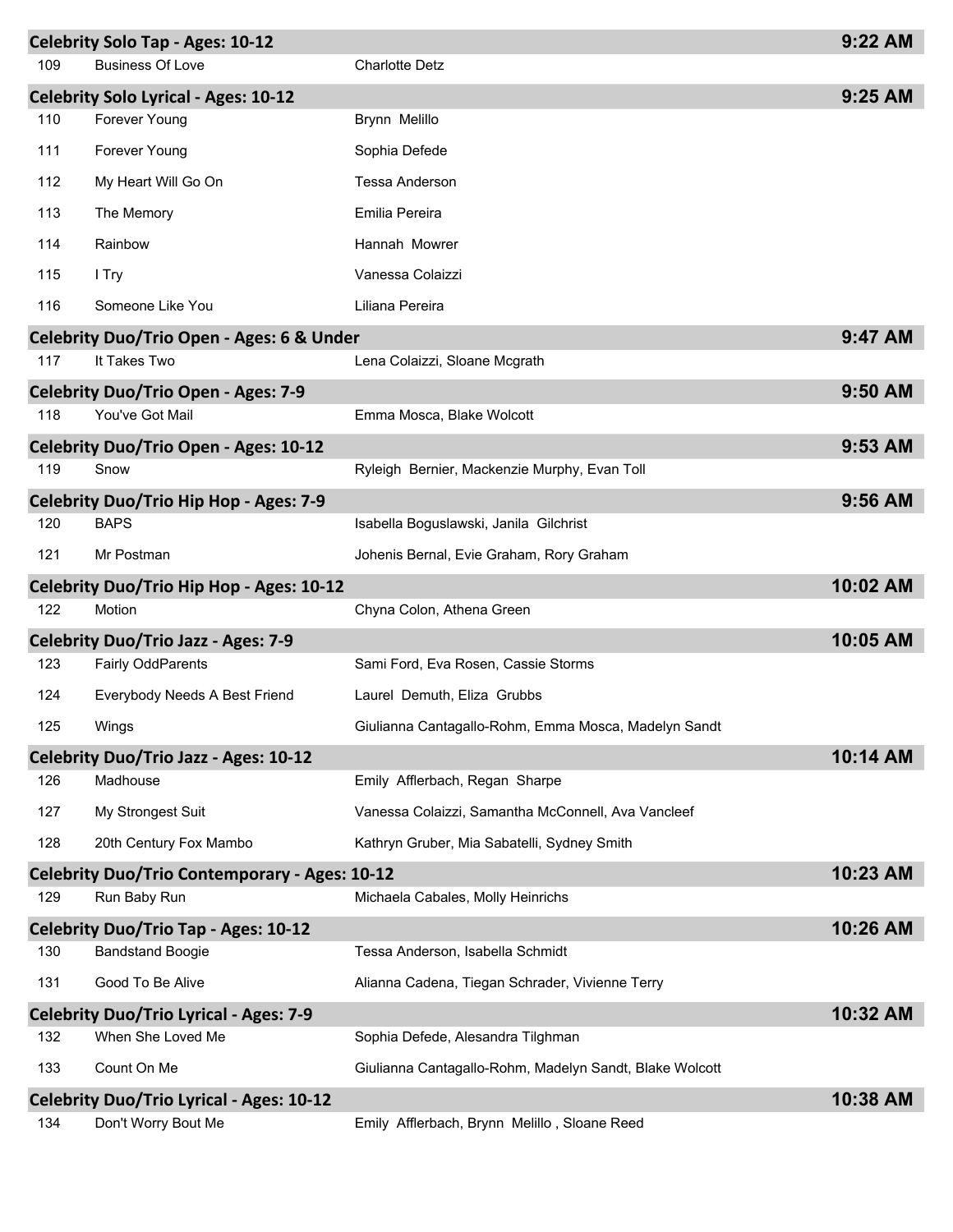## Celebrity Solo Tap - Ages: 10-12 — 9:22 AM

| # | Routine | Dancer(s) |
|---|---|---|
| 109 | Business Of Love | Charlotte Detz |

## Celebrity Solo Lyrical - Ages: 10-12 — 9:25 AM

| # | Routine | Dancer(s) |
|---|---|---|
| 110 | Forever Young | Brynn Melillo |
| 111 | Forever Young | Sophia Defede |
| 112 | My Heart Will Go On | Tessa Anderson |
| 113 | The Memory | Emilia Pereira |
| 114 | Rainbow | Hannah Mowrer |
| 115 | I Try | Vanessa Colaizzi |
| 116 | Someone Like You | Liliana Pereira |

## Celebrity Duo/Trio Open - Ages: 6 & Under — 9:47 AM

| # | Routine | Dancer(s) |
|---|---|---|
| 117 | It Takes Two | Lena Colaizzi, Sloane Mcgrath |

## Celebrity Duo/Trio Open - Ages: 7-9 — 9:50 AM

| # | Routine | Dancer(s) |
|---|---|---|
| 118 | You've Got Mail | Emma Mosca, Blake Wolcott |

## Celebrity Duo/Trio Open - Ages: 10-12 — 9:53 AM

| # | Routine | Dancer(s) |
|---|---|---|
| 119 | Snow | Ryleigh Bernier, Mackenzie Murphy, Evan Toll |

## Celebrity Duo/Trio Hip Hop - Ages: 7-9 — 9:56 AM

| # | Routine | Dancer(s) |
|---|---|---|
| 120 | BAPS | Isabella Boguslawski, Janila Gilchrist |
| 121 | Mr Postman | Johenis Bernal, Evie Graham, Rory Graham |

## Celebrity Duo/Trio Hip Hop - Ages: 10-12 — 10:02 AM

| # | Routine | Dancer(s) |
|---|---|---|
| 122 | Motion | Chyna Colon, Athena Green |

## Celebrity Duo/Trio Jazz - Ages: 7-9 — 10:05 AM

| # | Routine | Dancer(s) |
|---|---|---|
| 123 | Fairly OddParents | Sami Ford, Eva Rosen, Cassie Storms |
| 124 | Everybody Needs A Best Friend | Laurel Demuth, Eliza Grubbs |
| 125 | Wings | Giulianna Cantagallo-Rohm, Emma Mosca, Madelyn Sandt |

## Celebrity Duo/Trio Jazz - Ages: 10-12 — 10:14 AM

| # | Routine | Dancer(s) |
|---|---|---|
| 126 | Madhouse | Emily Afflerbach, Regan Sharpe |
| 127 | My Strongest Suit | Vanessa Colaizzi, Samantha McConnell, Ava Vancleef |
| 128 | 20th Century Fox Mambo | Kathryn Gruber, Mia Sabatelli, Sydney Smith |

## Celebrity Duo/Trio Contemporary - Ages: 10-12 — 10:23 AM

| # | Routine | Dancer(s) |
|---|---|---|
| 129 | Run Baby Run | Michaela Cabales, Molly Heinrichs |

## Celebrity Duo/Trio Tap - Ages: 10-12 — 10:26 AM

| # | Routine | Dancer(s) |
|---|---|---|
| 130 | Bandstand Boogie | Tessa Anderson, Isabella Schmidt |
| 131 | Good To Be Alive | Alianna Cadena, Tiegan Schrader, Vivienne Terry |

## Celebrity Duo/Trio Lyrical - Ages: 7-9 — 10:32 AM

| # | Routine | Dancer(s) |
|---|---|---|
| 132 | When She Loved Me | Sophia Defede, Alesandra Tilghman |
| 133 | Count On Me | Giulianna Cantagallo-Rohm, Madelyn Sandt, Blake Wolcott |

## Celebrity Duo/Trio Lyrical - Ages: 10-12 — 10:38 AM

| # | Routine | Dancer(s) |
|---|---|---|
| 134 | Don't Worry Bout Me | Emily Afflerbach, Brynn Melillo , Sloane Reed |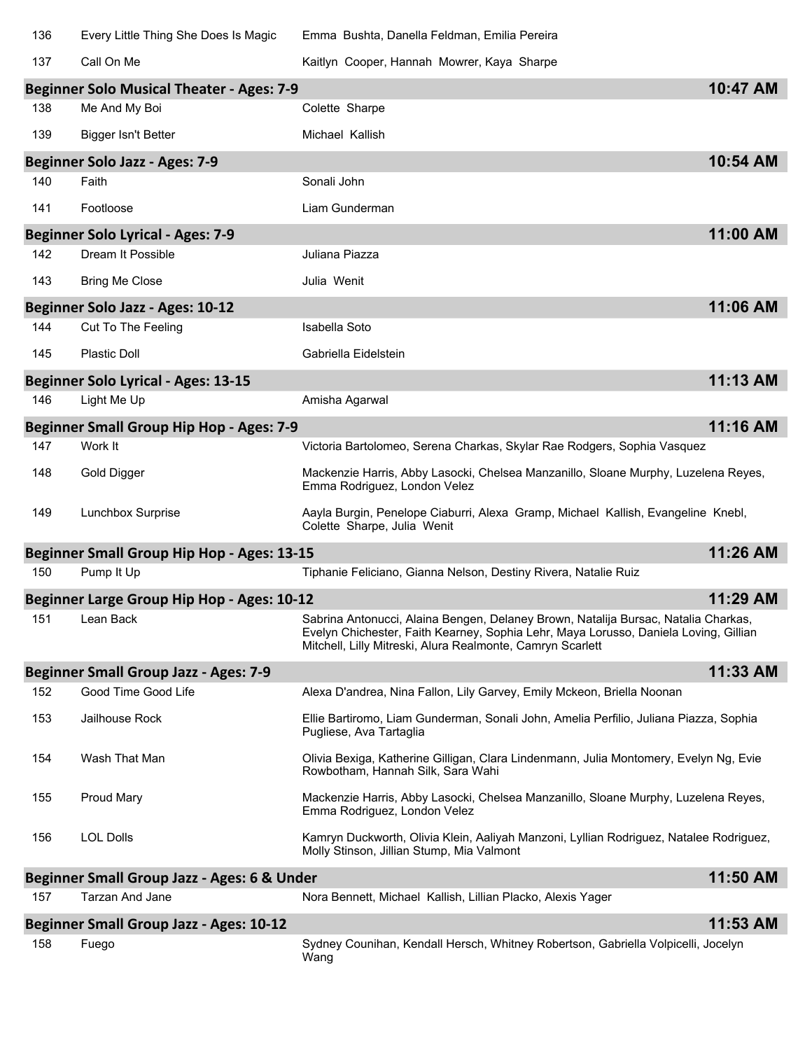| | | |
|---|---|---|
| 136 | Every Little Thing She Does Is Magic | Emma Bushta, Danella Feldman, Emilia Pereira |
| 137 | Call On Me | Kaitlyn Cooper, Hannah Mowrer, Kaya Sharpe |

**Beginner Solo Musical Theater - Ages: 7-9** — **10:47 AM**

| | | |
|---|---|---|
| 138 | Me And My Boi | Colette Sharpe |
| 139 | Bigger Isn't Better | Michael Kallish |

**Beginner Solo Jazz - Ages: 7-9** — **10:54 AM**

| | | |
|---|---|---|
| 140 | Faith | Sonali John |
| 141 | Footloose | Liam Gunderman |

**Beginner Solo Lyrical - Ages: 7-9** — **11:00 AM**

| | | |
|---|---|---|
| 142 | Dream It Possible | Juliana Piazza |
| 143 | Bring Me Close | Julia Wenit |

**Beginner Solo Jazz - Ages: 10-12** — **11:06 AM**

| | | |
|---|---|---|
| 144 | Cut To The Feeling | Isabella Soto |
| 145 | Plastic Doll | Gabriella Eidelstein |

**Beginner Solo Lyrical - Ages: 13-15** — **11:13 AM**

| | | |
|---|---|---|
| 146 | Light Me Up | Amisha Agarwal |

**Beginner Small Group Hip Hop - Ages: 7-9** — **11:16 AM**

| | | |
|---|---|---|
| 147 | Work It | Victoria Bartolomeo, Serena Charkas, Skylar Rae Rodgers, Sophia Vasquez |
| 148 | Gold Digger | Mackenzie Harris, Abby Lasocki, Chelsea Manzanillo, Sloane Murphy, Luzelena Reyes, Emma Rodriguez, London Velez |
| 149 | Lunchbox Surprise | Aayla Burgin, Penelope Ciaburri, Alexa Gramp, Michael Kallish, Evangeline Knebl, Colette Sharpe, Julia Wenit |

**Beginner Small Group Hip Hop - Ages: 13-15** — **11:26 AM**

| | | |
|---|---|---|
| 150 | Pump It Up | Tiphanie Feliciano, Gianna Nelson, Destiny Rivera, Natalie Ruiz |

**Beginner Large Group Hip Hop - Ages: 10-12** — **11:29 AM**

| | | |
|---|---|---|
| 151 | Lean Back | Sabrina Antonucci, Alaina Bengen, Delaney Brown, Natalija Bursac, Natalia Charkas, Evelyn Chichester, Faith Kearney, Sophia Lehr, Maya Lorusso, Daniela Loving, Gillian Mitchell, Lilly Mitreski, Alura Realmonte, Camryn Scarlett |

**Beginner Small Group Jazz - Ages: 7-9** — **11:33 AM**

| | | |
|---|---|---|
| 152 | Good Time Good Life | Alexa D'andrea, Nina Fallon, Lily Garvey, Emily Mckeon, Briella Noonan |
| 153 | Jailhouse Rock | Ellie Bartiromo, Liam Gunderman, Sonali John, Amelia Perfilio, Juliana Piazza, Sophia Pugliese, Ava Tartaglia |
| 154 | Wash That Man | Olivia Bexiga, Katherine Gilligan, Clara Lindenmann, Julia Montomery, Evelyn Ng, Evie Rowbotham, Hannah Silk, Sara Wahi |
| 155 | Proud Mary | Mackenzie Harris, Abby Lasocki, Chelsea Manzanillo, Sloane Murphy, Luzelena Reyes, Emma Rodriguez, London Velez |
| 156 | LOL Dolls | Kamryn Duckworth, Olivia Klein, Aaliyah Manzoni, Lyllian Rodriguez, Natalee Rodriguez, Molly Stinson, Jillian Stump, Mia Valmont |

**Beginner Small Group Jazz - Ages: 6 & Under** — **11:50 AM**

| | | |
|---|---|---|
| 157 | Tarzan And Jane | Nora Bennett, Michael Kallish, Lillian Placko, Alexis Yager |

**Beginner Small Group Jazz - Ages: 10-12** — **11:53 AM**

| | | |
|---|---|---|
| 158 | Fuego | Sydney Counihan, Kendall Hersch, Whitney Robertson, Gabriella Volpicelli, Jocelyn Wang |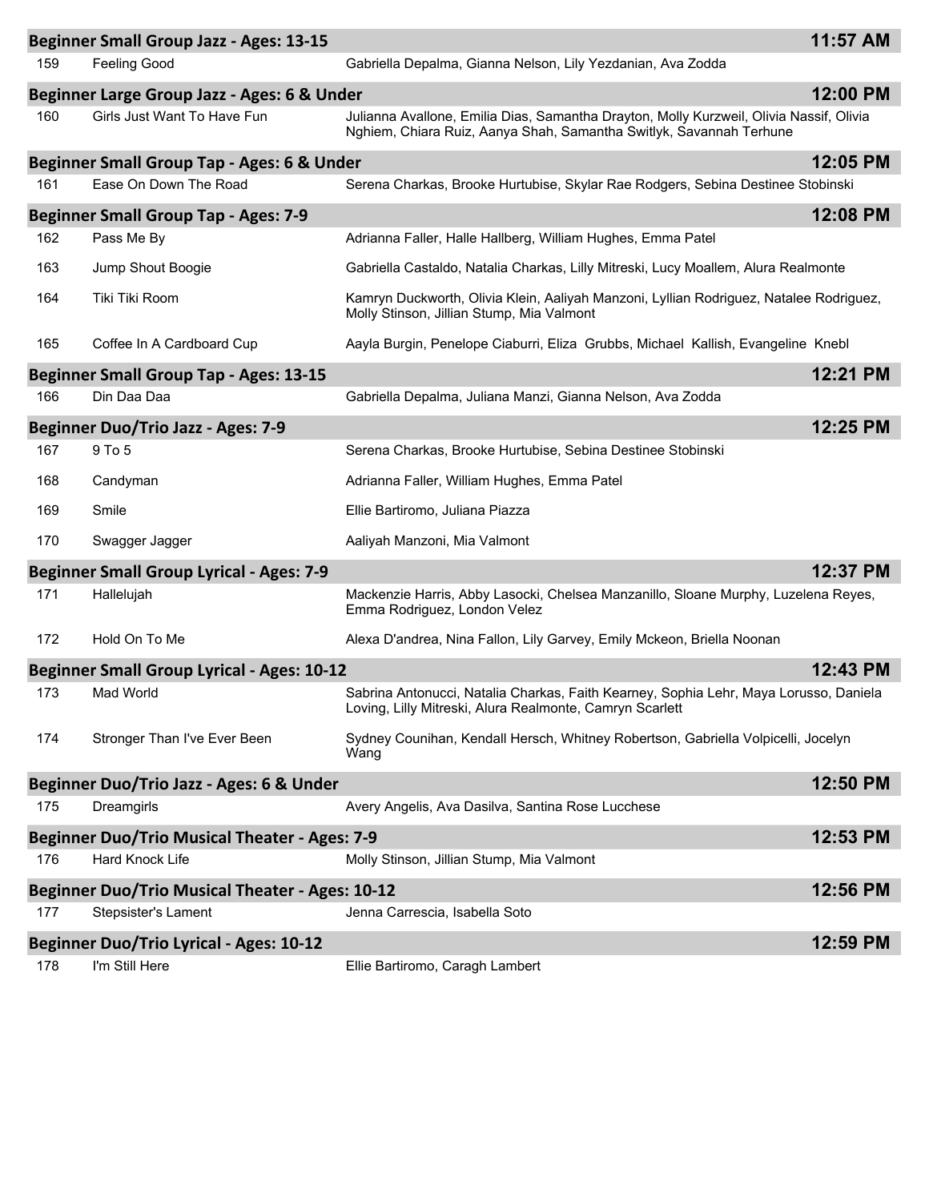## Beginner Small Group Jazz - Ages: 13-15 — 11:57 AM

| # | Title | Dancers |
|---|---|---|
| 159 | Feeling Good | Gabriella Depalma, Gianna Nelson, Lily Yezdanian, Ava Zodda |

## Beginner Large Group Jazz - Ages: 6 & Under — 12:00 PM

| # | Title | Dancers |
|---|---|---|
| 160 | Girls Just Want To Have Fun | Julianna Avallone, Emilia Dias, Samantha Drayton, Molly Kurzweil, Olivia Nassif, Olivia Nghiem, Chiara Ruiz, Aanya Shah, Samantha Switlyk, Savannah Terhune |

## Beginner Small Group Tap - Ages: 6 & Under — 12:05 PM

| # | Title | Dancers |
|---|---|---|
| 161 | Ease On Down The Road | Serena Charkas, Brooke Hurtubise, Skylar Rae Rodgers, Sebina Destinee Stobinski |

## Beginner Small Group Tap - Ages: 7-9 — 12:08 PM

| # | Title | Dancers |
|---|---|---|
| 162 | Pass Me By | Adrianna Faller, Halle Hallberg, William Hughes, Emma Patel |
| 163 | Jump Shout Boogie | Gabriella Castaldo, Natalia Charkas, Lilly Mitreski, Lucy Moallem, Alura Realmonte |
| 164 | Tiki Tiki Room | Kamryn Duckworth, Olivia Klein, Aaliyah Manzoni, Lyllian Rodriguez, Natalee Rodriguez, Molly Stinson, Jillian Stump, Mia Valmont |
| 165 | Coffee In A Cardboard Cup | Aayla Burgin, Penelope Ciaburri, Eliza Grubbs, Michael Kallish, Evangeline Knebl |

## Beginner Small Group Tap - Ages: 13-15 — 12:21 PM

| # | Title | Dancers |
|---|---|---|
| 166 | Din Daa Daa | Gabriella Depalma, Juliana Manzi, Gianna Nelson, Ava Zodda |

## Beginner Duo/Trio Jazz - Ages: 7-9 — 12:25 PM

| # | Title | Dancers |
|---|---|---|
| 167 | 9 To 5 | Serena Charkas, Brooke Hurtubise, Sebina Destinee Stobinski |
| 168 | Candyman | Adrianna Faller, William Hughes, Emma Patel |
| 169 | Smile | Ellie Bartiromo, Juliana Piazza |
| 170 | Swagger Jagger | Aaliyah Manzoni, Mia Valmont |

## Beginner Small Group Lyrical - Ages: 7-9 — 12:37 PM

| # | Title | Dancers |
|---|---|---|
| 171 | Hallelujah | Mackenzie Harris, Abby Lasocki, Chelsea Manzanillo, Sloane Murphy, Luzelena Reyes, Emma Rodriguez, London Velez |
| 172 | Hold On To Me | Alexa D'andrea, Nina Fallon, Lily Garvey, Emily Mckeon, Briella Noonan |

## Beginner Small Group Lyrical - Ages: 10-12 — 12:43 PM

| # | Title | Dancers |
|---|---|---|
| 173 | Mad World | Sabrina Antonucci, Natalia Charkas, Faith Kearney, Sophia Lehr, Maya Lorusso, Daniela Loving, Lilly Mitreski, Alura Realmonte, Camryn Scarlett |
| 174 | Stronger Than I've Ever Been | Sydney Counihan, Kendall Hersch, Whitney Robertson, Gabriella Volpicelli, Jocelyn Wang |

## Beginner Duo/Trio Jazz - Ages: 6 & Under — 12:50 PM

| # | Title | Dancers |
|---|---|---|
| 175 | Dreamgirls | Avery Angelis, Ava Dasilva, Santina Rose Lucchese |

## Beginner Duo/Trio Musical Theater - Ages: 7-9 — 12:53 PM

| # | Title | Dancers |
|---|---|---|
| 176 | Hard Knock Life | Molly Stinson, Jillian Stump, Mia Valmont |

## Beginner Duo/Trio Musical Theater - Ages: 10-12 — 12:56 PM

| # | Title | Dancers |
|---|---|---|
| 177 | Stepsister's Lament | Jenna Carrescia, Isabella Soto |

## Beginner Duo/Trio Lyrical - Ages: 10-12 — 12:59 PM

| # | Title | Dancers |
|---|---|---|
| 178 | I'm Still Here | Ellie Bartiromo, Caragh Lambert |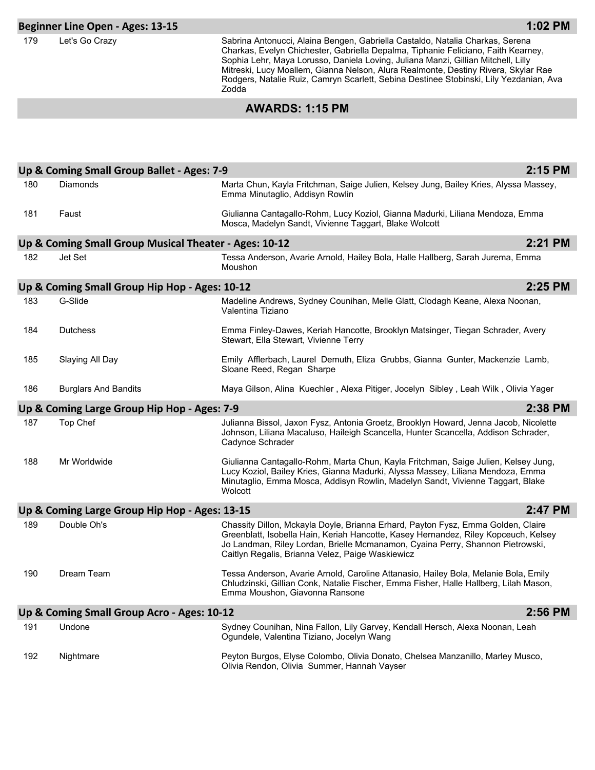## Beginner Line Open - Ages: 13-15 — 1:02 PM

| # | Routine | Dancers |
|---|---|---|
| 179 | Let's Go Crazy | Sabrina Antonucci, Alaina Bengen, Gabriella Castaldo, Natalia Charkas, Serena Charkas, Evelyn Chichester, Gabriella Depalma, Tiphanie Feliciano, Faith Kearney, Sophia Lehr, Maya Lorusso, Daniela Loving, Juliana Manzi, Gillian Mitchell, Lilly Mitreski, Lucy Moallem, Gianna Nelson, Alura Realmonte, Destiny Rivera, Skylar Rae Rodgers, Natalie Ruiz, Camryn Scarlett, Sebina Destinee Stobinski, Lily Yezdanian, Ava Zodda |

**AWARDS: 1:15 PM**

## Up & Coming Small Group Ballet - Ages: 7-9 — 2:15 PM

| # | Routine | Dancers |
|---|---|---|
| 180 | Diamonds | Marta Chun, Kayla Fritchman, Saige Julien, Kelsey Jung, Bailey Kries, Alyssa Massey, Emma Minutaglio, Addisyn Rowlin |
| 181 | Faust | Giulianna Cantagallo-Rohm, Lucy Koziol, Gianna Madurki, Liliana Mendoza, Emma Mosca, Madelyn Sandt, Vivienne Taggart, Blake Wolcott |

## Up & Coming Small Group Musical Theater - Ages: 10-12 — 2:21 PM

| # | Routine | Dancers |
|---|---|---|
| 182 | Jet Set | Tessa Anderson, Avarie Arnold, Hailey Bola, Halle Hallberg, Sarah Jurema, Emma Moushon |

## Up & Coming Small Group Hip Hop - Ages: 10-12 — 2:25 PM

| # | Routine | Dancers |
|---|---|---|
| 183 | G-Slide | Madeline Andrews, Sydney Counihan, Melle Glatt, Clodagh Keane, Alexa Noonan, Valentina Tiziano |
| 184 | Dutchess | Emma Finley-Dawes, Keriah Hancotte, Brooklyn Matsinger, Tiegan Schrader, Avery Stewart, Ella Stewart, Vivienne Terry |
| 185 | Slaying All Day | Emily Afflerbach, Laurel Demuth, Eliza Grubbs, Gianna Gunter, Mackenzie Lamb, Sloane Reed, Regan Sharpe |
| 186 | Burglars And Bandits | Maya Gilson, Alina Kuechler , Alexa Pitiger, Jocelyn Sibley , Leah Wilk , Olivia Yager |

## Up & Coming Large Group Hip Hop - Ages: 7-9 — 2:38 PM

| # | Routine | Dancers |
|---|---|---|
| 187 | Top Chef | Julianna Bissol, Jaxon Fysz, Antonia Groetz, Brooklyn Howard, Jenna Jacob, Nicolette Johnson, Liliana Macaluso, Haileigh Scancella, Hunter Scancella, Addison Schrader, Cadynce Schrader |
| 188 | Mr Worldwide | Giulianna Cantagallo-Rohm, Marta Chun, Kayla Fritchman, Saige Julien, Kelsey Jung, Lucy Koziol, Bailey Kries, Gianna Madurki, Alyssa Massey, Liliana Mendoza, Emma Minutaglio, Emma Mosca, Addisyn Rowlin, Madelyn Sandt, Vivienne Taggart, Blake Wolcott |

## Up & Coming Large Group Hip Hop - Ages: 13-15 — 2:47 PM

| # | Routine | Dancers |
|---|---|---|
| 189 | Double Oh's | Chassity Dillon, Mckayla Doyle, Brianna Erhard, Payton Fysz, Emma Golden, Claire Greenblatt, Isobella Hain, Keriah Hancotte, Kasey Hernandez, Riley Kopceuch, Kelsey Jo Landman, Riley Lordan, Brielle Mcmanamon, Cyaina Perry, Shannon Pietrowski, Caitlyn Regalis, Brianna Velez, Paige Waskiewicz |
| 190 | Dream Team | Tessa Anderson, Avarie Arnold, Caroline Attanasio, Hailey Bola, Melanie Bola, Emily Chludzinski, Gillian Conk, Natalie Fischer, Emma Fisher, Halle Hallberg, Lilah Mason, Emma Moushon, Giavonna Ransone |

## Up & Coming Small Group Acro - Ages: 10-12 — 2:56 PM

| # | Routine | Dancers |
|---|---|---|
| 191 | Undone | Sydney Counihan, Nina Fallon, Lily Garvey, Kendall Hersch, Alexa Noonan, Leah Ogundele, Valentina Tiziano, Jocelyn Wang |
| 192 | Nightmare | Peyton Burgos, Elyse Colombo, Olivia Donato, Chelsea Manzanillo, Marley Musco, Olivia Rendon, Olivia Summer, Hannah Vayser |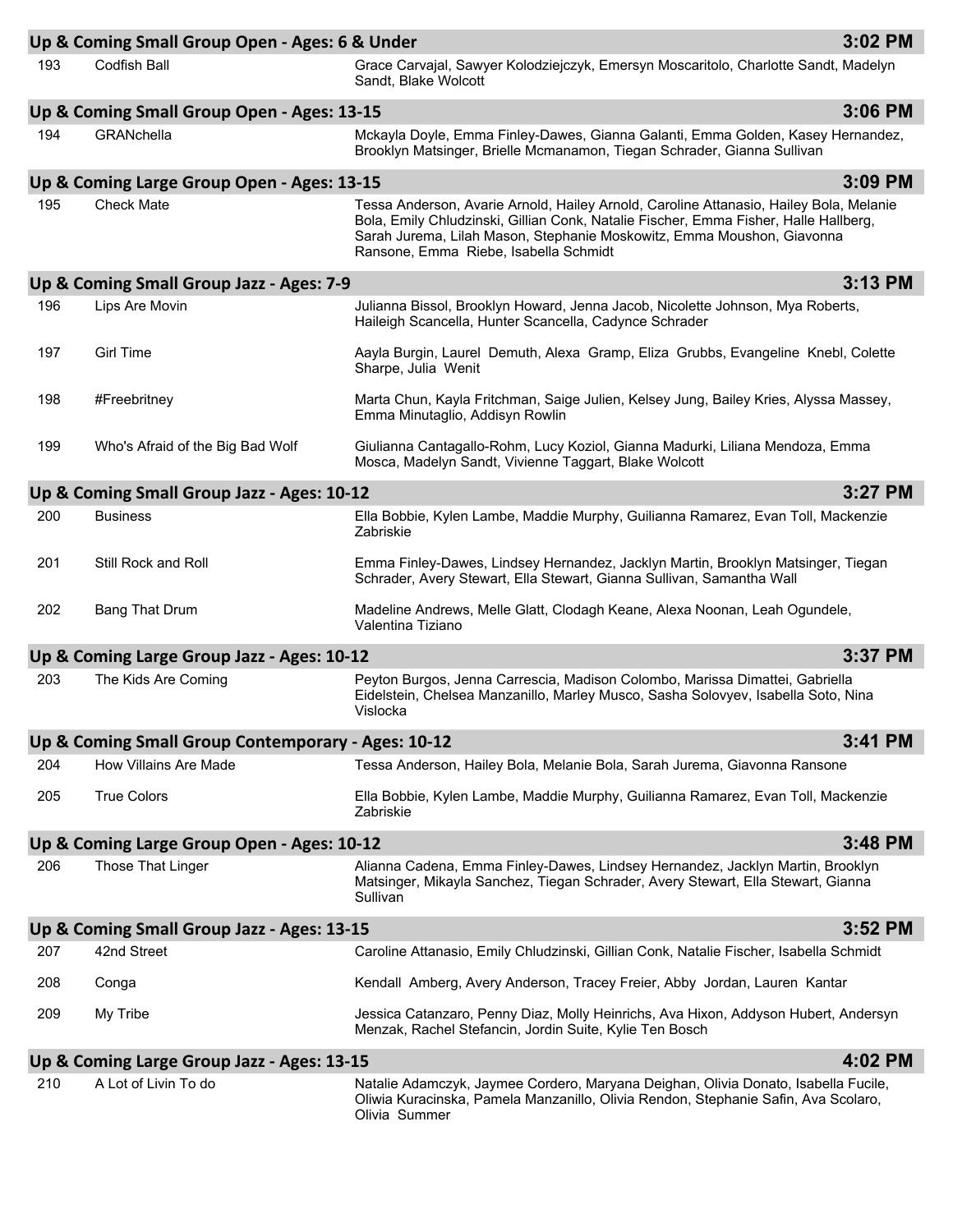## Up & Coming Small Group Open - Ages: 6 & Under — 3:02 PM

| | | |
|---|---|---|
| 193 | Codfish Ball | Grace Carvajal, Sawyer Kolodziejczyk, Emersyn Moscaritolo, Charlotte Sandt, Madelyn Sandt, Blake Wolcott |

## Up & Coming Small Group Open - Ages: 13-15 — 3:06 PM

| | | |
|---|---|---|
| 194 | GRANchella | Mckayla Doyle, Emma Finley-Dawes, Gianna Galanti, Emma Golden, Kasey Hernandez, Brooklyn Matsinger, Brielle Mcmanamon, Tiegan Schrader, Gianna Sullivan |

## Up & Coming Large Group Open - Ages: 13-15 — 3:09 PM

| | | |
|---|---|---|
| 195 | Check Mate | Tessa Anderson, Avarie Arnold, Hailey Arnold, Caroline Attanasio, Hailey Bola, Melanie Bola, Emily Chludzinski, Gillian Conk, Natalie Fischer, Emma Fisher, Halle Hallberg, Sarah Jurema, Lilah Mason, Stephanie Moskowitz, Emma Moushon, Giavonna Ransone, Emma Riebe, Isabella Schmidt |

## Up & Coming Small Group Jazz - Ages: 7-9 — 3:13 PM

| | | |
|---|---|---|
| 196 | Lips Are Movin | Julianna Bissol, Brooklyn Howard, Jenna Jacob, Nicolette Johnson, Mya Roberts, Haileigh Scancella, Hunter Scancella, Cadynce Schrader |
| 197 | Girl Time | Aayla Burgin, Laurel Demuth, Alexa Gramp, Eliza Grubbs, Evangeline Knebl, Colette Sharpe, Julia Wenit |
| 198 | #Freebritney | Marta Chun, Kayla Fritchman, Saige Julien, Kelsey Jung, Bailey Kries, Alyssa Massey, Emma Minutaglio, Addisyn Rowlin |
| 199 | Who's Afraid of the Big Bad Wolf | Giulianna Cantagallo-Rohm, Lucy Koziol, Gianna Madurki, Liliana Mendoza, Emma Mosca, Madelyn Sandt, Vivienne Taggart, Blake Wolcott |

## Up & Coming Small Group Jazz - Ages: 10-12 — 3:27 PM

| | | |
|---|---|---|
| 200 | Business | Ella Bobbie, Kylen Lambe, Maddie Murphy, Guilianna Ramarez, Evan Toll, Mackenzie Zabriskie |
| 201 | Still Rock and Roll | Emma Finley-Dawes, Lindsey Hernandez, Jacklyn Martin, Brooklyn Matsinger, Tiegan Schrader, Avery Stewart, Ella Stewart, Gianna Sullivan, Samantha Wall |
| 202 | Bang That Drum | Madeline Andrews, Melle Glatt, Clodagh Keane, Alexa Noonan, Leah Ogundele, Valentina Tiziano |

## Up & Coming Large Group Jazz - Ages: 10-12 — 3:37 PM

| | | |
|---|---|---|
| 203 | The Kids Are Coming | Peyton Burgos, Jenna Carrescia, Madison Colombo, Marissa Dimattei, Gabriella Eidelstein, Chelsea Manzanillo, Marley Musco, Sasha Solovyev, Isabella Soto, Nina Vislocka |

## Up & Coming Small Group Contemporary - Ages: 10-12 — 3:41 PM

| | | |
|---|---|---|
| 204 | How Villains Are Made | Tessa Anderson, Hailey Bola, Melanie Bola, Sarah Jurema, Giavonna Ransone |
| 205 | True Colors | Ella Bobbie, Kylen Lambe, Maddie Murphy, Guilianna Ramarez, Evan Toll, Mackenzie Zabriskie |

## Up & Coming Large Group Open - Ages: 10-12 — 3:48 PM

| | | |
|---|---|---|
| 206 | Those That Linger | Alianna Cadena, Emma Finley-Dawes, Lindsey Hernandez, Jacklyn Martin, Brooklyn Matsinger, Mikayla Sanchez, Tiegan Schrader, Avery Stewart, Ella Stewart, Gianna Sullivan |

## Up & Coming Small Group Jazz - Ages: 13-15 — 3:52 PM

| | | |
|---|---|---|
| 207 | 42nd Street | Caroline Attanasio, Emily Chludzinski, Gillian Conk, Natalie Fischer, Isabella Schmidt |
| 208 | Conga | Kendall Amberg, Avery Anderson, Tracey Freier, Abby Jordan, Lauren Kantar |
| 209 | My Tribe | Jessica Catanzaro, Penny Diaz, Molly Heinrichs, Ava Hixon, Addyson Hubert, Andersyn Menzak, Rachel Stefancin, Jordin Suite, Kylie Ten Bosch |

## Up & Coming Large Group Jazz - Ages: 13-15 — 4:02 PM

| | | |
|---|---|---|
| 210 | A Lot of Livin To do | Natalie Adamczyk, Jaymee Cordero, Maryana Deighan, Olivia Donato, Isabella Fucile, Oliwia Kuracinska, Pamela Manzanillo, Olivia Rendon, Stephanie Safin, Ava Scolaro, Olivia Summer |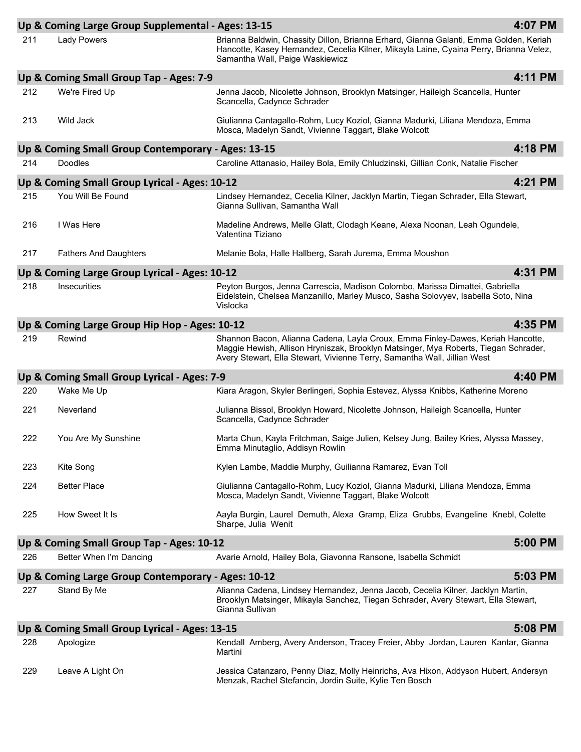## Up & Coming Large Group Supplemental - Ages: 13-15 — 4:07 PM

| # | Routine | Dancers |
|---|---|---|
| 211 | Lady Powers | Brianna Baldwin, Chassity Dillon, Brianna Erhard, Gianna Galanti, Emma Golden, Keriah Hancotte, Kasey Hernandez, Cecelia Kilner, Mikayla Laine, Cyaina Perry, Brianna Velez, Samantha Wall, Paige Waskiewicz |

## Up & Coming Small Group Tap - Ages: 7-9 — 4:11 PM

| # | Routine | Dancers |
|---|---|---|
| 212 | We're Fired Up | Jenna Jacob, Nicolette Johnson, Brooklyn Matsinger, Haileigh Scancella, Hunter Scancella, Cadynce Schrader |
| 213 | Wild Jack | Giulianna Cantagallo-Rohm, Lucy Koziol, Gianna Madurki, Liliana Mendoza, Emma Mosca, Madelyn Sandt, Vivienne Taggart, Blake Wolcott |

## Up & Coming Small Group Contemporary - Ages: 13-15 — 4:18 PM

| # | Routine | Dancers |
|---|---|---|
| 214 | Doodles | Caroline Attanasio, Hailey Bola, Emily Chludzinski, Gillian Conk, Natalie Fischer |

## Up & Coming Small Group Lyrical - Ages: 10-12 — 4:21 PM

| # | Routine | Dancers |
|---|---|---|
| 215 | You Will Be Found | Lindsey Hernandez, Cecelia Kilner, Jacklyn Martin, Tiegan Schrader, Ella Stewart, Gianna Sullivan, Samantha Wall |
| 216 | I Was Here | Madeline Andrews, Melle Glatt, Clodagh Keane, Alexa Noonan, Leah Ogundele, Valentina Tiziano |
| 217 | Fathers And Daughters | Melanie Bola, Halle Hallberg, Sarah Jurema, Emma Moushon |

## Up & Coming Large Group Lyrical - Ages: 10-12 — 4:31 PM

| # | Routine | Dancers |
|---|---|---|
| 218 | Insecurities | Peyton Burgos, Jenna Carrescia, Madison Colombo, Marissa Dimattei, Gabriella Eidelstein, Chelsea Manzanillo, Marley Musco, Sasha Solovyev, Isabella Soto, Nina Vislocka |

## Up & Coming Large Group Hip Hop - Ages: 10-12 — 4:35 PM

| # | Routine | Dancers |
|---|---|---|
| 219 | Rewind | Shannon Bacon, Alianna Cadena, Layla Croux, Emma Finley-Dawes, Keriah Hancotte, Maggie Hewish, Allison Hryniszak, Brooklyn Matsinger, Mya Roberts, Tiegan Schrader, Avery Stewart, Ella Stewart, Vivienne Terry, Samantha Wall, Jillian West |

## Up & Coming Small Group Lyrical - Ages: 7-9 — 4:40 PM

| # | Routine | Dancers |
|---|---|---|
| 220 | Wake Me Up | Kiara Aragon, Skyler Berlingeri, Sophia Estevez, Alyssa Knibbs, Katherine Moreno |
| 221 | Neverland | Julianna Bissol, Brooklyn Howard, Nicolette Johnson, Haileigh Scancella, Hunter Scancella, Cadynce Schrader |
| 222 | You Are My Sunshine | Marta Chun, Kayla Fritchman, Saige Julien, Kelsey Jung, Bailey Kries, Alyssa Massey, Emma Minutaglio, Addisyn Rowlin |
| 223 | Kite Song | Kylen Lambe, Maddie Murphy, Guilianna Ramarez, Evan Toll |
| 224 | Better Place | Giulianna Cantagallo-Rohm, Lucy Koziol, Gianna Madurki, Liliana Mendoza, Emma Mosca, Madelyn Sandt, Vivienne Taggart, Blake Wolcott |
| 225 | How Sweet It Is | Aayla Burgin, Laurel Demuth, Alexa Gramp, Eliza Grubbs, Evangeline Knebl, Colette Sharpe, Julia Wenit |

## Up & Coming Small Group Tap - Ages: 10-12 — 5:00 PM

| # | Routine | Dancers |
|---|---|---|
| 226 | Better When I'm Dancing | Avarie Arnold, Hailey Bola, Giavonna Ransone, Isabella Schmidt |

## Up & Coming Large Group Contemporary - Ages: 10-12 — 5:03 PM

| # | Routine | Dancers |
|---|---|---|
| 227 | Stand By Me | Alianna Cadena, Lindsey Hernandez, Jenna Jacob, Cecelia Kilner, Jacklyn Martin, Brooklyn Matsinger, Mikayla Sanchez, Tiegan Schrader, Avery Stewart, Ella Stewart, Gianna Sullivan |

## Up & Coming Small Group Lyrical - Ages: 13-15 — 5:08 PM

| # | Routine | Dancers |
|---|---|---|
| 228 | Apologize | Kendall Amberg, Avery Anderson, Tracey Freier, Abby Jordan, Lauren Kantar, Gianna Martini |
| 229 | Leave A Light On | Jessica Catanzaro, Penny Diaz, Molly Heinrichs, Ava Hixon, Addyson Hubert, Andersyn Menzak, Rachel Stefancin, Jordin Suite, Kylie Ten Bosch |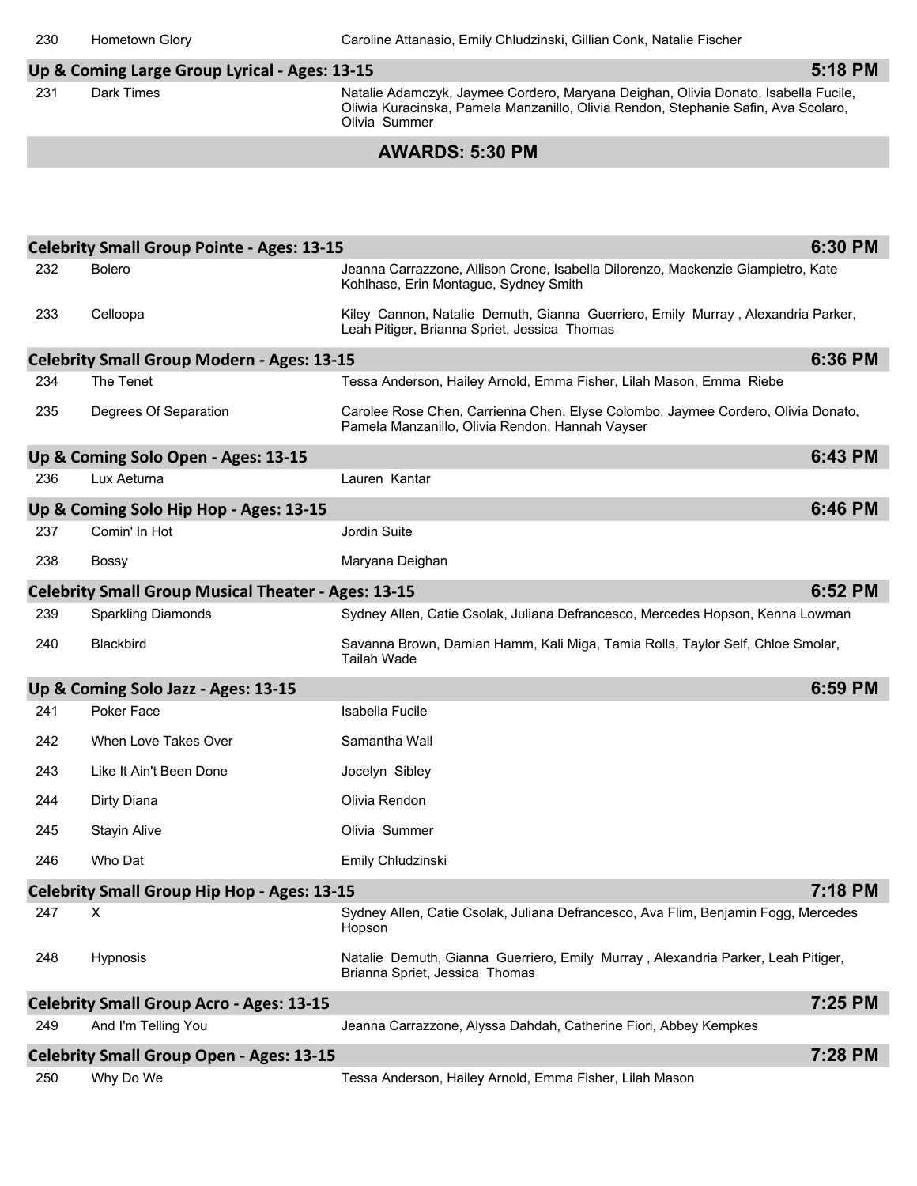| 230 | Hometown Glory | Caroline Attanasio, Emily Chludzinski, Gillian Conk, Natalie Fischer |
|---|---|---|

### Up & Coming Large Group Lyrical - Ages: 13-15 — 5:18 PM

| 231 | Dark Times | Natalie Adamczyk, Jaymee Cordero, Maryana Deighan, Olivia Donato, Isabella Fucile, Oliwia Kuracinska, Pamela Manzanillo, Olivia Rendon, Stephanie Safin, Ava Scolaro, Olivia Summer |
|---|---|---|

## AWARDS: 5:30 PM

### Celebrity Small Group Pointe - Ages: 13-15 — 6:30 PM

| 232 | Bolero | Jeanna Carrazzone, Allison Crone, Isabella Dilorenzo, Mackenzie Giampietro, Kate Kohlhase, Erin Montague, Sydney Smith |
|---|---|---|
| 233 | Celloopa | Kiley Cannon, Natalie Demuth, Gianna Guerriero, Emily Murray , Alexandria Parker, Leah Pitiger, Brianna Spriet, Jessica Thomas |

### Celebrity Small Group Modern - Ages: 13-15 — 6:36 PM

| 234 | The Tenet | Tessa Anderson, Hailey Arnold, Emma Fisher, Lilah Mason, Emma Riebe |
|---|---|---|
| 235 | Degrees Of Separation | Carolee Rose Chen, Carrienna Chen, Elyse Colombo, Jaymee Cordero, Olivia Donato, Pamela Manzanillo, Olivia Rendon, Hannah Vayser |

### Up & Coming Solo Open - Ages: 13-15 — 6:43 PM

| 236 | Lux Aeturna | Lauren Kantar |
|---|---|---|

### Up & Coming Solo Hip Hop - Ages: 13-15 — 6:46 PM

| 237 | Comin' In Hot | Jordin Suite |
|---|---|---|
| 238 | Bossy | Maryana Deighan |

### Celebrity Small Group Musical Theater - Ages: 13-15 — 6:52 PM

| 239 | Sparkling Diamonds | Sydney Allen, Catie Csolak, Juliana Defrancesco, Mercedes Hopson, Kenna Lowman |
|---|---|---|
| 240 | Blackbird | Savanna Brown, Damian Hamm, Kali Miga, Tamia Rolls, Taylor Self, Chloe Smolar, Tailah Wade |

### Up & Coming Solo Jazz - Ages: 13-15 — 6:59 PM

| 241 | Poker Face | Isabella Fucile |
|---|---|---|
| 242 | When Love Takes Over | Samantha Wall |
| 243 | Like It Ain't Been Done | Jocelyn Sibley |
| 244 | Dirty Diana | Olivia Rendon |
| 245 | Stayin Alive | Olivia Summer |
| 246 | Who Dat | Emily Chludzinski |

### Celebrity Small Group Hip Hop - Ages: 13-15 — 7:18 PM

| 247 | X | Sydney Allen, Catie Csolak, Juliana Defrancesco, Ava Flim, Benjamin Fogg, Mercedes Hopson |
|---|---|---|
| 248 | Hypnosis | Natalie Demuth, Gianna Guerriero, Emily Murray , Alexandria Parker, Leah Pitiger, Brianna Spriet, Jessica Thomas |

### Celebrity Small Group Acro - Ages: 13-15 — 7:25 PM

| 249 | And I'm Telling You | Jeanna Carrazzone, Alyssa Dahdah, Catherine Fiori, Abbey Kempkes |
|---|---|---|

### Celebrity Small Group Open - Ages: 13-15 — 7:28 PM

| 250 | Why Do We | Tessa Anderson, Hailey Arnold, Emma Fisher, Lilah Mason |
|---|---|---|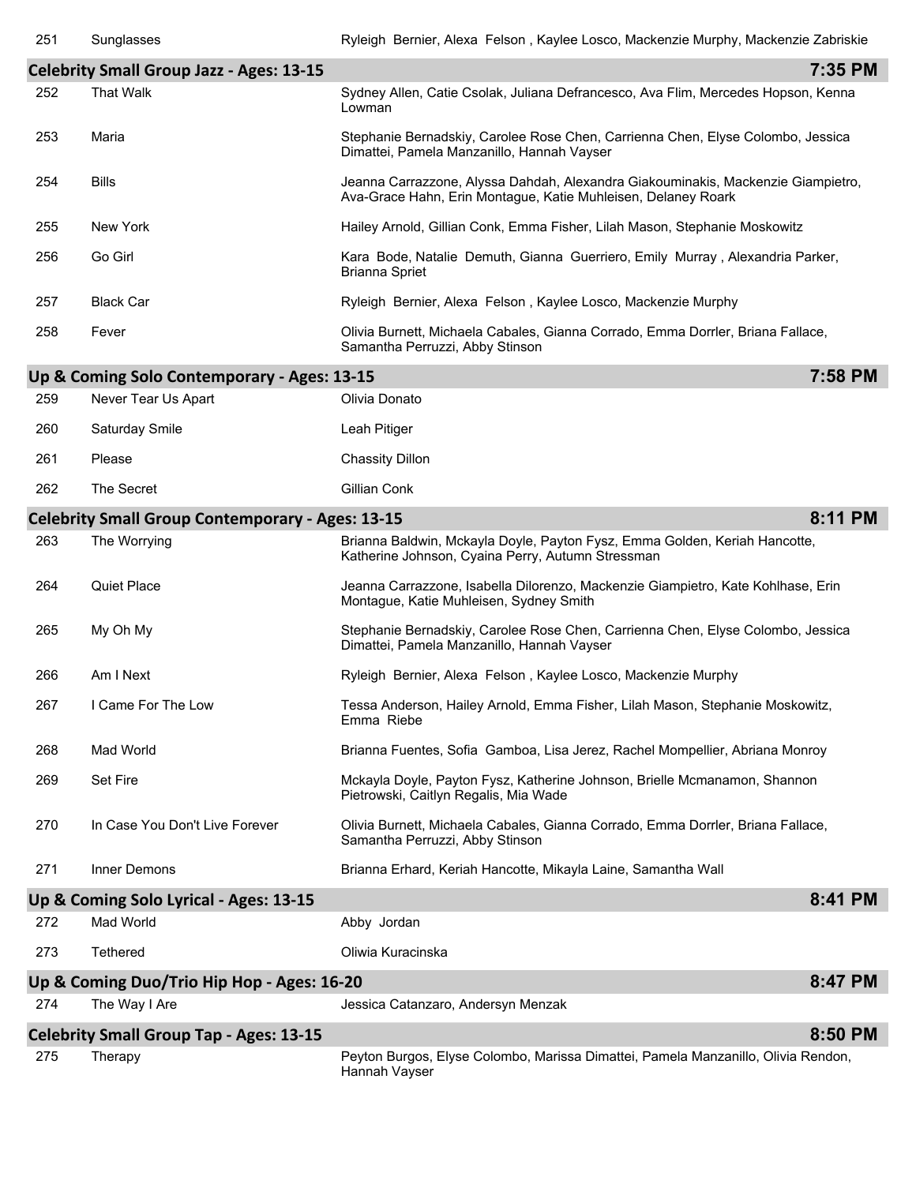| 251 | Sunglasses | Ryleigh Bernier, Alexa Felson , Kaylee Losco, Mackenzie Murphy, Mackenzie Zabriskie |
|---|---|---|

## Celebrity Small Group Jazz - Ages: 13-15 — 7:35 PM

| # | Title | Dancers |
|---|---|---|
| 252 | That Walk | Sydney Allen, Catie Csolak, Juliana Defrancesco, Ava Flim, Mercedes Hopson, Kenna Lowman |
| 253 | Maria | Stephanie Bernadskiy, Carolee Rose Chen, Carrienna Chen, Elyse Colombo, Jessica Dimattei, Pamela Manzanillo, Hannah Vayser |
| 254 | Bills | Jeanna Carrazzone, Alyssa Dahdah, Alexandra Giakouminakis, Mackenzie Giampietro, Ava-Grace Hahn, Erin Montague, Katie Muhleisen, Delaney Roark |
| 255 | New York | Hailey Arnold, Gillian Conk, Emma Fisher, Lilah Mason, Stephanie Moskowitz |
| 256 | Go Girl | Kara Bode, Natalie Demuth, Gianna Guerriero, Emily Murray , Alexandria Parker, Brianna Spriet |
| 257 | Black Car | Ryleigh Bernier, Alexa Felson , Kaylee Losco, Mackenzie Murphy |
| 258 | Fever | Olivia Burnett, Michaela Cabales, Gianna Corrado, Emma Dorrler, Briana Fallace, Samantha Perruzzi, Abby Stinson |

## Up & Coming Solo Contemporary - Ages: 13-15 — 7:58 PM

| # | Title | Dancers |
|---|---|---|
| 259 | Never Tear Us Apart | Olivia Donato |
| 260 | Saturday Smile | Leah Pitiger |
| 261 | Please | Chassity Dillon |
| 262 | The Secret | Gillian Conk |

## Celebrity Small Group Contemporary - Ages: 13-15 — 8:11 PM

| # | Title | Dancers |
|---|---|---|
| 263 | The Worrying | Brianna Baldwin, Mckayla Doyle, Payton Fysz, Emma Golden, Keriah Hancotte, Katherine Johnson, Cyaina Perry, Autumn Stressman |
| 264 | Quiet Place | Jeanna Carrazzone, Isabella Dilorenzo, Mackenzie Giampietro, Kate Kohlhase, Erin Montague, Katie Muhleisen, Sydney Smith |
| 265 | My Oh My | Stephanie Bernadskiy, Carolee Rose Chen, Carrienna Chen, Elyse Colombo, Jessica Dimattei, Pamela Manzanillo, Hannah Vayser |
| 266 | Am I Next | Ryleigh Bernier, Alexa Felson , Kaylee Losco, Mackenzie Murphy |
| 267 | I Came For The Low | Tessa Anderson, Hailey Arnold, Emma Fisher, Lilah Mason, Stephanie Moskowitz, Emma Riebe |
| 268 | Mad World | Brianna Fuentes, Sofia Gamboa, Lisa Jerez, Rachel Mompellier, Abriana Monroy |
| 269 | Set Fire | Mckayla Doyle, Payton Fysz, Katherine Johnson, Brielle Mcmanamon, Shannon Pietrowski, Caitlyn Regalis, Mia Wade |
| 270 | In Case You Don't Live Forever | Olivia Burnett, Michaela Cabales, Gianna Corrado, Emma Dorrler, Briana Fallace, Samantha Perruzzi, Abby Stinson |
| 271 | Inner Demons | Brianna Erhard, Keriah Hancotte, Mikayla Laine, Samantha Wall |

## Up & Coming Solo Lyrical - Ages: 13-15 — 8:41 PM

| # | Title | Dancers |
|---|---|---|
| 272 | Mad World | Abby Jordan |
| 273 | Tethered | Oliwia Kuracinska |

## Up & Coming Duo/Trio Hip Hop - Ages: 16-20 — 8:47 PM

| # | Title | Dancers |
|---|---|---|
| 274 | The Way I Are | Jessica Catanzaro, Andersyn Menzak |

## Celebrity Small Group Tap - Ages: 13-15 — 8:50 PM

| # | Title | Dancers |
|---|---|---|
| 275 | Therapy | Peyton Burgos, Elyse Colombo, Marissa Dimattei, Pamela Manzanillo, Olivia Rendon, Hannah Vayser |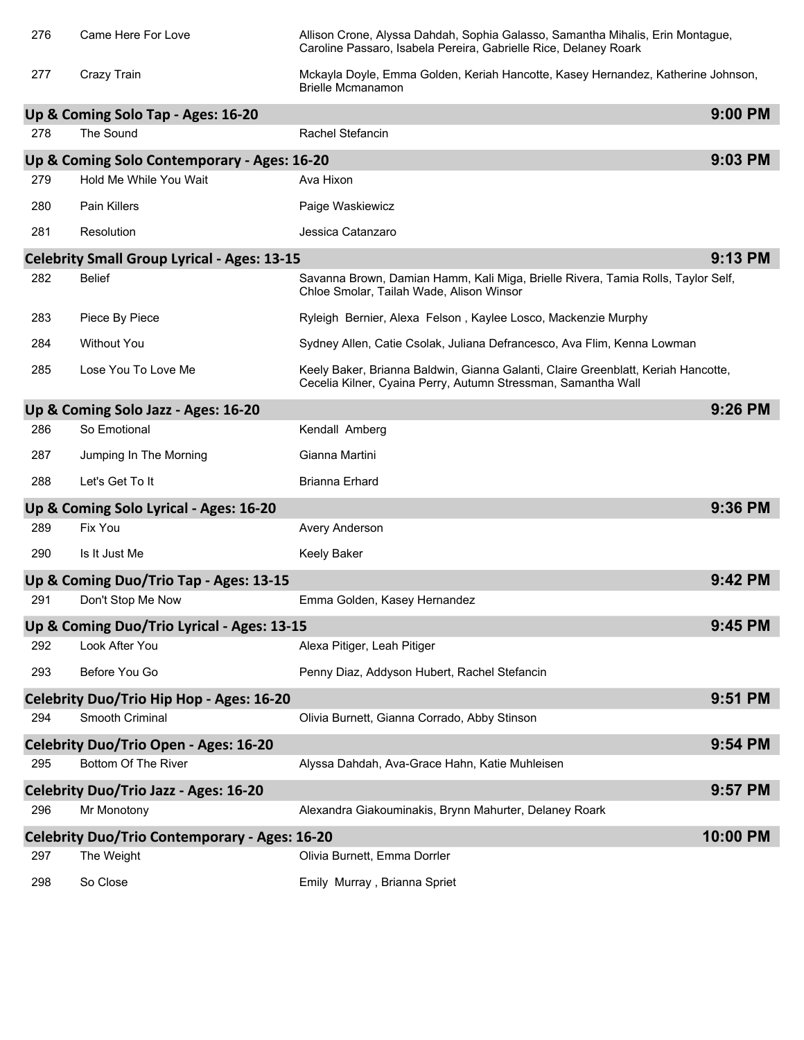| | | |
|---|---|---|
| 276 | Came Here For Love | Allison Crone, Alyssa Dahdah, Sophia Galasso, Samantha Mihalis, Erin Montague, Caroline Passaro, Isabela Pereira, Gabrielle Rice, Delaney Roark |
| 277 | Crazy Train | Mckayla Doyle, Emma Golden, Keriah Hancotte, Kasey Hernandez, Katherine Johnson, Brielle Mcmanamon |

## Up & Coming Solo Tap - Ages: 16-20 — 9:00 PM

| | | |
|---|---|---|
| 278 | The Sound | Rachel Stefancin |

## Up & Coming Solo Contemporary - Ages: 16-20 — 9:03 PM

| | | |
|---|---|---|
| 279 | Hold Me While You Wait | Ava Hixon |
| 280 | Pain Killers | Paige Waskiewicz |
| 281 | Resolution | Jessica Catanzaro |

## Celebrity Small Group Lyrical - Ages: 13-15 — 9:13 PM

| | | |
|---|---|---|
| 282 | Belief | Savanna Brown, Damian Hamm, Kali Miga, Brielle Rivera, Tamia Rolls, Taylor Self, Chloe Smolar, Tailah Wade, Alison Winsor |
| 283 | Piece By Piece | Ryleigh Bernier, Alexa Felson , Kaylee Losco, Mackenzie Murphy |
| 284 | Without You | Sydney Allen, Catie Csolak, Juliana Defrancesco, Ava Flim, Kenna Lowman |
| 285 | Lose You To Love Me | Keely Baker, Brianna Baldwin, Gianna Galanti, Claire Greenblatt, Keriah Hancotte, Cecelia Kilner, Cyaina Perry, Autumn Stressman, Samantha Wall |

## Up & Coming Solo Jazz - Ages: 16-20 — 9:26 PM

| | | |
|---|---|---|
| 286 | So Emotional | Kendall Amberg |
| 287 | Jumping In The Morning | Gianna Martini |
| 288 | Let's Get To It | Brianna Erhard |

## Up & Coming Solo Lyrical - Ages: 16-20 — 9:36 PM

| | | |
|---|---|---|
| 289 | Fix You | Avery Anderson |
| 290 | Is It Just Me | Keely Baker |

## Up & Coming Duo/Trio Tap - Ages: 13-15 — 9:42 PM

| | | |
|---|---|---|
| 291 | Don't Stop Me Now | Emma Golden, Kasey Hernandez |

## Up & Coming Duo/Trio Lyrical - Ages: 13-15 — 9:45 PM

| | | |
|---|---|---|
| 292 | Look After You | Alexa Pitiger, Leah Pitiger |
| 293 | Before You Go | Penny Diaz, Addyson Hubert, Rachel Stefancin |

## Celebrity Duo/Trio Hip Hop - Ages: 16-20 — 9:51 PM

| | | |
|---|---|---|
| 294 | Smooth Criminal | Olivia Burnett, Gianna Corrado, Abby Stinson |

## Celebrity Duo/Trio Open - Ages: 16-20 — 9:54 PM

| | | |
|---|---|---|
| 295 | Bottom Of The River | Alyssa Dahdah, Ava-Grace Hahn, Katie Muhleisen |

## Celebrity Duo/Trio Jazz - Ages: 16-20 — 9:57 PM

| | | |
|---|---|---|
| 296 | Mr Monotony | Alexandra Giakouminakis, Brynn Mahurter, Delaney Roark |

## Celebrity Duo/Trio Contemporary - Ages: 16-20 — 10:00 PM

| | | |
|---|---|---|
| 297 | The Weight | Olivia Burnett, Emma Dorrler |
| 298 | So Close | Emily Murray , Brianna Spriet |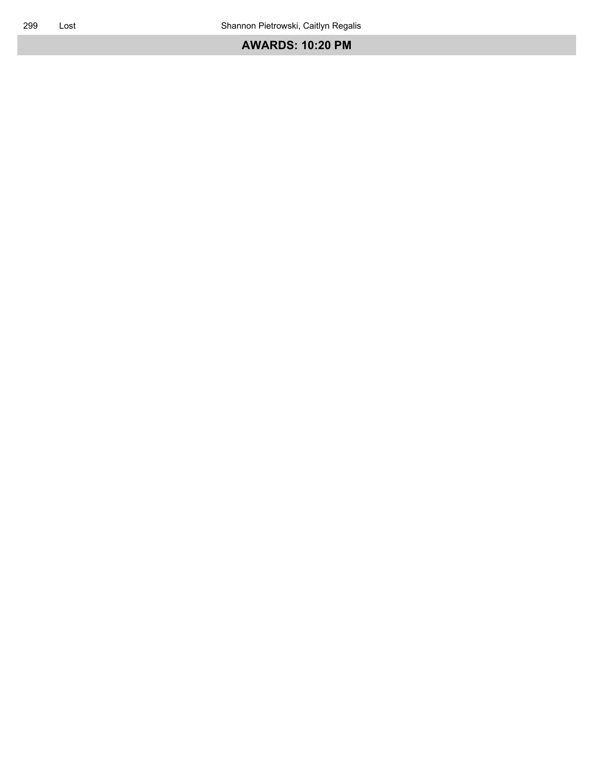| 299 | Lost | Shannon Pietrowski, Caitlyn Regalis |
|---|---|---|

## AWARDS: 10:20 PM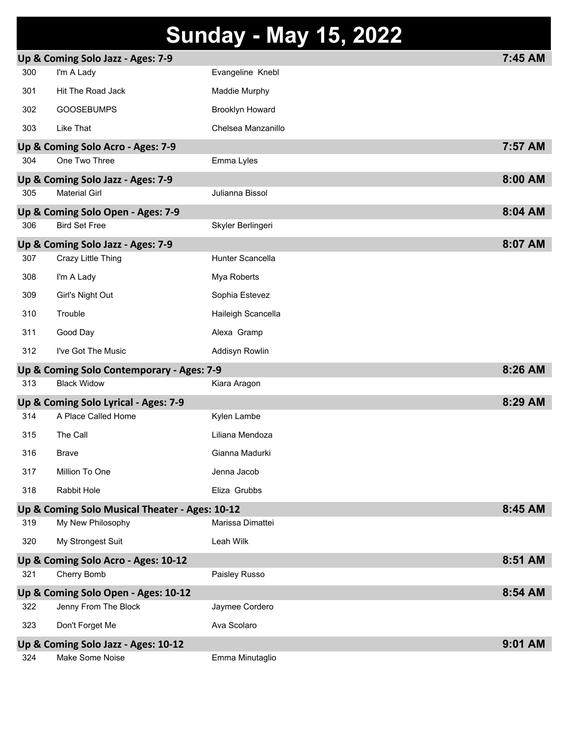# Sunday - May 15, 2022

## Up & Coming Solo Jazz - Ages: 7-9 — 7:45 AM

| # | Song | Dancer |
|---|---|---|
| 300 | I'm A Lady | Evangeline Knebl |
| 301 | Hit The Road Jack | Maddie Murphy |
| 302 | GOOSEBUMPS | Brooklyn Howard |
| 303 | Like That | Chelsea Manzanillo |

## Up & Coming Solo Acro - Ages: 7-9 — 7:57 AM

| # | Song | Dancer |
|---|---|---|
| 304 | One Two Three | Emma Lyles |

## Up & Coming Solo Jazz - Ages: 7-9 — 8:00 AM

| # | Song | Dancer |
|---|---|---|
| 305 | Material Girl | Julianna Bissol |

## Up & Coming Solo Open - Ages: 7-9 — 8:04 AM

| # | Song | Dancer |
|---|---|---|
| 306 | Bird Set Free | Skyler Berlingeri |

## Up & Coming Solo Jazz - Ages: 7-9 — 8:07 AM

| # | Song | Dancer |
|---|---|---|
| 307 | Crazy Little Thing | Hunter Scancella |
| 308 | I'm A Lady | Mya Roberts |
| 309 | Girl's Night Out | Sophia Estevez |
| 310 | Trouble | Haileigh Scancella |
| 311 | Good Day | Alexa Gramp |
| 312 | I've Got The Music | Addisyn Rowlin |

## Up & Coming Solo Contemporary - Ages: 7-9 — 8:26 AM

| # | Song | Dancer |
|---|---|---|
| 313 | Black Widow | Kiara Aragon |

## Up & Coming Solo Lyrical - Ages: 7-9 — 8:29 AM

| # | Song | Dancer |
|---|---|---|
| 314 | A Place Called Home | Kylen Lambe |
| 315 | The Call | Liliana Mendoza |
| 316 | Brave | Gianna Madurki |
| 317 | Million To One | Jenna Jacob |
| 318 | Rabbit Hole | Eliza Grubbs |

## Up & Coming Solo Musical Theater - Ages: 10-12 — 8:45 AM

| # | Song | Dancer |
|---|---|---|
| 319 | My New Philosophy | Marissa Dimattei |
| 320 | My Strongest Suit | Leah Wilk |

## Up & Coming Solo Acro - Ages: 10-12 — 8:51 AM

| # | Song | Dancer |
|---|---|---|
| 321 | Cherry Bomb | Paisley Russo |

## Up & Coming Solo Open - Ages: 10-12 — 8:54 AM

| # | Song | Dancer |
|---|---|---|
| 322 | Jenny From The Block | Jaymee Cordero |
| 323 | Don't Forget Me | Ava Scolaro |

## Up & Coming Solo Jazz - Ages: 10-12 — 9:01 AM

| # | Song | Dancer |
|---|---|---|
| 324 | Make Some Noise | Emma Minutaglio |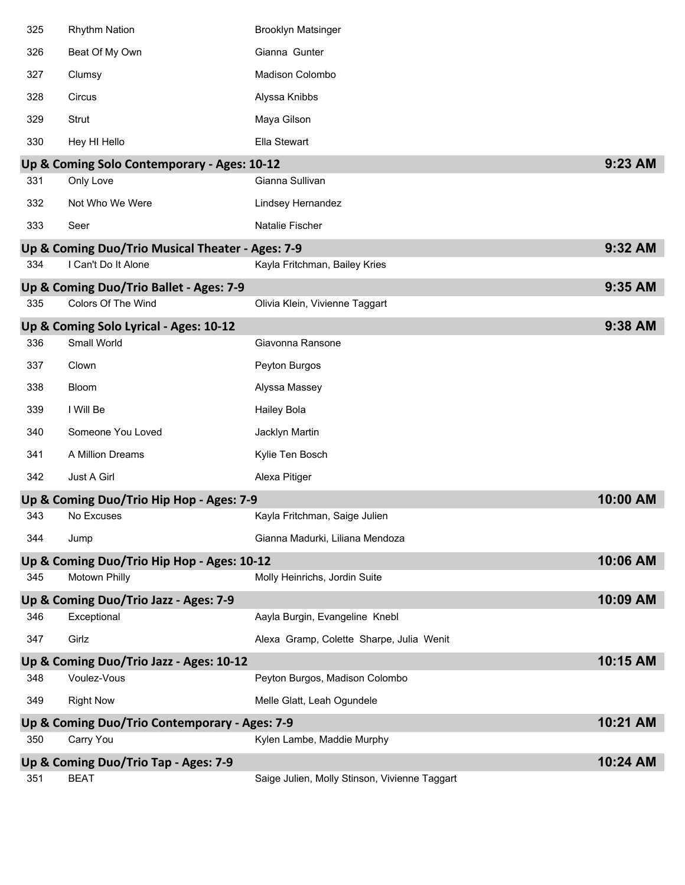| # | Routine | Dancer(s) |
|---|---|---|
| 325 | Rhythm Nation | Brooklyn Matsinger |
| 326 | Beat Of My Own | Gianna Gunter |
| 327 | Clumsy | Madison Colombo |
| 328 | Circus | Alyssa Knibbs |
| 329 | Strut | Maya Gilson |
| 330 | Hey HI Hello | Ella Stewart |

## Up & Coming Solo Contemporary - Ages: 10-12 — 9:23 AM

| # | Routine | Dancer(s) |
|---|---|---|
| 331 | Only Love | Gianna Sullivan |
| 332 | Not Who We Were | Lindsey Hernandez |
| 333 | Seer | Natalie Fischer |

## Up & Coming Duo/Trio Musical Theater - Ages: 7-9 — 9:32 AM

| # | Routine | Dancer(s) |
|---|---|---|
| 334 | I Can't Do It Alone | Kayla Fritchman, Bailey Kries |

## Up & Coming Duo/Trio Ballet - Ages: 7-9 — 9:35 AM

| # | Routine | Dancer(s) |
|---|---|---|
| 335 | Colors Of The Wind | Olivia Klein, Vivienne Taggart |

## Up & Coming Solo Lyrical - Ages: 10-12 — 9:38 AM

| # | Routine | Dancer(s) |
|---|---|---|
| 336 | Small World | Giavonna Ransone |
| 337 | Clown | Peyton Burgos |
| 338 | Bloom | Alyssa Massey |
| 339 | I Will Be | Hailey Bola |
| 340 | Someone You Loved | Jacklyn Martin |
| 341 | A Million Dreams | Kylie Ten Bosch |
| 342 | Just A Girl | Alexa Pitiger |

## Up & Coming Duo/Trio Hip Hop - Ages: 7-9 — 10:00 AM

| # | Routine | Dancer(s) |
|---|---|---|
| 343 | No Excuses | Kayla Fritchman, Saige Julien |
| 344 | Jump | Gianna Madurki, Liliana Mendoza |

## Up & Coming Duo/Trio Hip Hop - Ages: 10-12 — 10:06 AM

| # | Routine | Dancer(s) |
|---|---|---|
| 345 | Motown Philly | Molly Heinrichs, Jordin Suite |

## Up & Coming Duo/Trio Jazz - Ages: 7-9 — 10:09 AM

| # | Routine | Dancer(s) |
|---|---|---|
| 346 | Exceptional | Aayla Burgin, Evangeline Knebl |
| 347 | Girlz | Alexa Gramp, Colette Sharpe, Julia Wenit |

## Up & Coming Duo/Trio Jazz - Ages: 10-12 — 10:15 AM

| # | Routine | Dancer(s) |
|---|---|---|
| 348 | Voulez-Vous | Peyton Burgos, Madison Colombo |
| 349 | Right Now | Melle Glatt, Leah Ogundele |

## Up & Coming Duo/Trio Contemporary - Ages: 7-9 — 10:21 AM

| # | Routine | Dancer(s) |
|---|---|---|
| 350 | Carry You | Kylen Lambe, Maddie Murphy |

## Up & Coming Duo/Trio Tap - Ages: 7-9 — 10:24 AM

| # | Routine | Dancer(s) |
|---|---|---|
| 351 | BEAT | Saige Julien, Molly Stinson, Vivienne Taggart |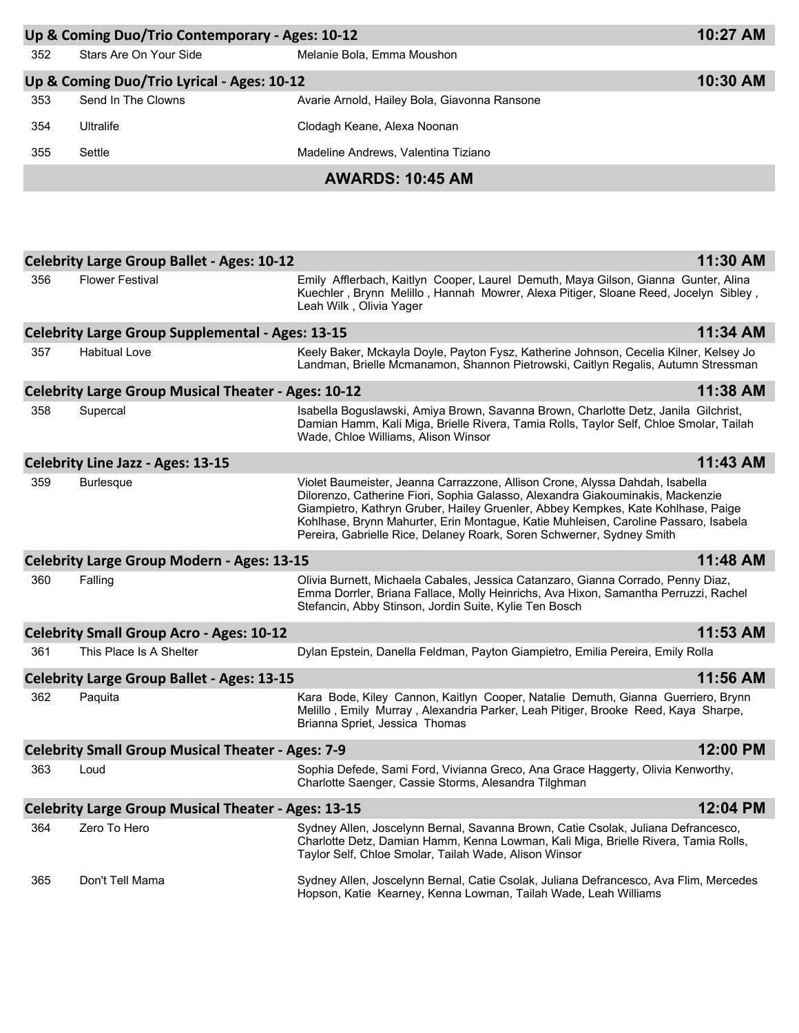## Up & Coming Duo/Trio Contemporary - Ages: 10-12 — 10:27 AM

| # | Routine | Dancers |
|---|---|---|
| 352 | Stars Are On Your Side | Melanie Bola, Emma Moushon |

## Up & Coming Duo/Trio Lyrical - Ages: 10-12 — 10:30 AM

| # | Routine | Dancers |
|---|---|---|
| 353 | Send In The Clowns | Avarie Arnold, Hailey Bola, Giavonna Ransone |
| 354 | Ultralife | Clodagh Keane, Alexa Noonan |
| 355 | Settle | Madeline Andrews, Valentina Tiziano |

**AWARDS: 10:45 AM**

## Celebrity Large Group Ballet - Ages: 10-12 — 11:30 AM

| # | Routine | Dancers |
|---|---|---|
| 356 | Flower Festival | Emily Afflerbach, Kaitlyn Cooper, Laurel Demuth, Maya Gilson, Gianna Gunter, Alina Kuechler , Brynn Melillo , Hannah Mowrer, Alexa Pitiger, Sloane Reed, Jocelyn Sibley , Leah Wilk , Olivia Yager |

## Celebrity Large Group Supplemental - Ages: 13-15 — 11:34 AM

| # | Routine | Dancers |
|---|---|---|
| 357 | Habitual Love | Keely Baker, Mckayla Doyle, Payton Fysz, Katherine Johnson, Cecelia Kilner, Kelsey Jo Landman, Brielle Mcmanamon, Shannon Pietrowski, Caitlyn Regalis, Autumn Stressman |

## Celebrity Large Group Musical Theater - Ages: 10-12 — 11:38 AM

| # | Routine | Dancers |
|---|---|---|
| 358 | Supercal | Isabella Boguslawski, Amiya Brown, Savanna Brown, Charlotte Detz, Janila Gilchrist, Damian Hamm, Kali Miga, Brielle Rivera, Tamia Rolls, Taylor Self, Chloe Smolar, Tailah Wade, Chloe Williams, Alison Winsor |

## Celebrity Line Jazz - Ages: 13-15 — 11:43 AM

| # | Routine | Dancers |
|---|---|---|
| 359 | Burlesque | Violet Baumeister, Jeanna Carrazzone, Allison Crone, Alyssa Dahdah, Isabella Dilorenzo, Catherine Fiori, Sophia Galasso, Alexandra Giakouminakis, Mackenzie Giampietro, Kathryn Gruber, Hailey Gruenler, Abbey Kempkes, Kate Kohlhase, Paige Kohlhase, Brynn Mahurter, Erin Montague, Katie Muhleisen, Caroline Passaro, Isabela Pereira, Gabrielle Rice, Delaney Roark, Soren Schwerner, Sydney Smith |

## Celebrity Large Group Modern - Ages: 13-15 — 11:48 AM

| # | Routine | Dancers |
|---|---|---|
| 360 | Falling | Olivia Burnett, Michaela Cabales, Jessica Catanzaro, Gianna Corrado, Penny Diaz, Emma Dorrler, Briana Fallace, Molly Heinrichs, Ava Hixon, Samantha Perruzzi, Rachel Stefancin, Abby Stinson, Jordin Suite, Kylie Ten Bosch |

## Celebrity Small Group Acro - Ages: 10-12 — 11:53 AM

| # | Routine | Dancers |
|---|---|---|
| 361 | This Place Is A Shelter | Dylan Epstein, Danella Feldman, Payton Giampietro, Emilia Pereira, Emily Rolla |

## Celebrity Large Group Ballet - Ages: 13-15 — 11:56 AM

| # | Routine | Dancers |
|---|---|---|
| 362 | Paquita | Kara Bode, Kiley Cannon, Kaitlyn Cooper, Natalie Demuth, Gianna Guerriero, Brynn Melillo , Emily Murray , Alexandria Parker, Leah Pitiger, Brooke Reed, Kaya Sharpe, Brianna Spriet, Jessica Thomas |

## Celebrity Small Group Musical Theater - Ages: 7-9 — 12:00 PM

| # | Routine | Dancers |
|---|---|---|
| 363 | Loud | Sophia Defede, Sami Ford, Vivianna Greco, Ana Grace Haggerty, Olivia Kenworthy, Charlotte Saenger, Cassie Storms, Alesandra Tilghman |

## Celebrity Large Group Musical Theater - Ages: 13-15 — 12:04 PM

| # | Routine | Dancers |
|---|---|---|
| 364 | Zero To Hero | Sydney Allen, Joscelynn Bernal, Savanna Brown, Catie Csolak, Juliana Defrancesco, Charlotte Detz, Damian Hamm, Kenna Lowman, Kali Miga, Brielle Rivera, Tamia Rolls, Taylor Self, Chloe Smolar, Tailah Wade, Alison Winsor |
| 365 | Don't Tell Mama | Sydney Allen, Joscelynn Bernal, Catie Csolak, Juliana Defrancesco, Ava Flim, Mercedes Hopson, Katie Kearney, Kenna Lowman, Tailah Wade, Leah Williams |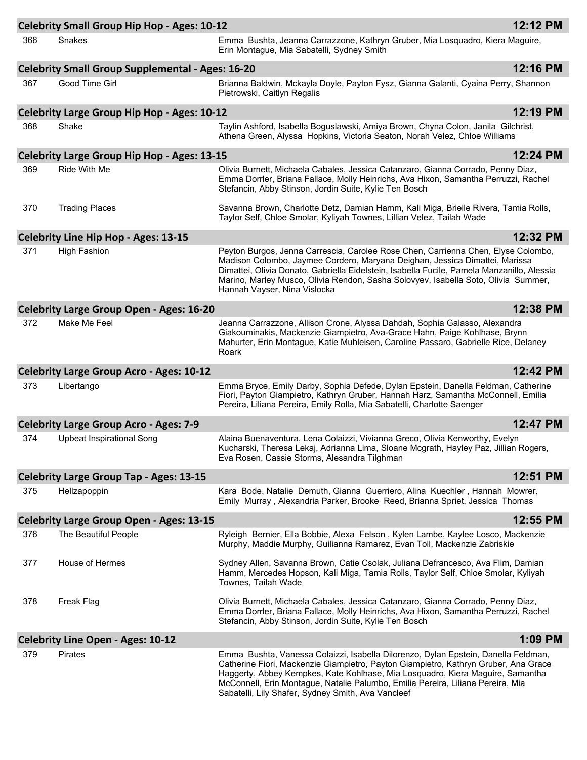## Celebrity Small Group Hip Hop - Ages: 10-12 — 12:12 PM

| # | Title | Dancers |
|---|---|---|
| 366 | Snakes | Emma  Bushta, Jeanna Carrazzone, Kathryn Gruber, Mia Losquadro, Kiera Maguire, Erin Montague, Mia Sabatelli, Sydney Smith |

## Celebrity Small Group Supplemental - Ages: 16-20 — 12:16 PM

| # | Title | Dancers |
|---|---|---|
| 367 | Good Time Girl | Brianna Baldwin, Mckayla Doyle, Payton Fysz, Gianna Galanti, Cyaina Perry, Shannon Pietrowski, Caitlyn Regalis |

## Celebrity Large Group Hip Hop - Ages: 10-12 — 12:19 PM

| # | Title | Dancers |
|---|---|---|
| 368 | Shake | Taylin Ashford, Isabella Boguslawski, Amiya Brown, Chyna Colon, Janila  Gilchrist, Athena Green, Alyssa  Hopkins, Victoria Seaton, Norah Velez, Chloe Williams |

## Celebrity Large Group Hip Hop - Ages: 13-15 — 12:24 PM

| # | Title | Dancers |
|---|---|---|
| 369 | Ride With Me | Olivia Burnett, Michaela Cabales, Jessica Catanzaro, Gianna Corrado, Penny Diaz, Emma Dorrler, Briana Fallace, Molly Heinrichs, Ava Hixon, Samantha Perruzzi, Rachel Stefancin, Abby Stinson, Jordin Suite, Kylie Ten Bosch |
| 370 | Trading Places | Savanna Brown, Charlotte Detz, Damian Hamm, Kali Miga, Brielle Rivera, Tamia Rolls, Taylor Self, Chloe Smolar, Kyliyah Townes, Lillian Velez, Tailah Wade |

## Celebrity Line Hip Hop - Ages: 13-15 — 12:32 PM

| # | Title | Dancers |
|---|---|---|
| 371 | High Fashion | Peyton Burgos, Jenna Carrescia, Carolee Rose Chen, Carrienna Chen, Elyse Colombo, Madison Colombo, Jaymee Cordero, Maryana Deighan, Jessica Dimattei, Marissa Dimattei, Olivia Donato, Gabriella Eidelstein, Isabella Fucile, Pamela Manzanillo, Alessia Marino, Marley Musco, Olivia Rendon, Sasha Solovyev, Isabella Soto, Olivia  Summer, Hannah Vayser, Nina Vislocka |

## Celebrity Large Group Open - Ages: 16-20 — 12:38 PM

| # | Title | Dancers |
|---|---|---|
| 372 | Make Me Feel | Jeanna Carrazzone, Allison Crone, Alyssa Dahdah, Sophia Galasso, Alexandra Giakouminakis, Mackenzie Giampietro, Ava-Grace Hahn, Paige Kohlhase, Brynn Mahurter, Erin Montague, Katie Muhleisen, Caroline Passaro, Gabrielle Rice, Delaney Roark |

## Celebrity Large Group Acro - Ages: 10-12 — 12:42 PM

| # | Title | Dancers |
|---|---|---|
| 373 | Libertango | Emma Bryce, Emily Darby, Sophia Defede, Dylan Epstein, Danella Feldman, Catherine Fiori, Payton Giampietro, Kathryn Gruber, Hannah Harz, Samantha McConnell, Emilia Pereira, Liliana Pereira, Emily Rolla, Mia Sabatelli, Charlotte Saenger |

## Celebrity Large Group Acro - Ages: 7-9 — 12:47 PM

| # | Title | Dancers |
|---|---|---|
| 374 | Upbeat Inspirational Song | Alaina Buenaventura, Lena Colaizzi, Vivianna Greco, Olivia Kenworthy, Evelyn Kucharski, Theresa Lekaj, Adrianna Lima, Sloane Mcgrath, Hayley Paz, Jillian Rogers, Eva Rosen, Cassie Storms, Alesandra Tilghman |

## Celebrity Large Group Tap - Ages: 13-15 — 12:51 PM

| # | Title | Dancers |
|---|---|---|
| 375 | Hellzapoppin | Kara  Bode, Natalie  Demuth, Gianna  Guerriero, Alina  Kuechler , Hannah  Mowrer, Emily  Murray , Alexandria Parker, Brooke  Reed, Brianna Spriet, Jessica  Thomas |

## Celebrity Large Group Open - Ages: 13-15 — 12:55 PM

| # | Title | Dancers |
|---|---|---|
| 376 | The Beautiful People | Ryleigh  Bernier, Ella Bobbie, Alexa  Felson , Kylen Lambe, Kaylee Losco, Mackenzie Murphy, Maddie Murphy, Guilianna Ramarez, Evan Toll, Mackenzie Zabriskie |
| 377 | House of Hermes | Sydney Allen, Savanna Brown, Catie Csolak, Juliana Defrancesco, Ava Flim, Damian Hamm, Mercedes Hopson, Kali Miga, Tamia Rolls, Taylor Self, Chloe Smolar, Kyliyah Townes, Tailah Wade |
| 378 | Freak Flag | Olivia Burnett, Michaela Cabales, Jessica Catanzaro, Gianna Corrado, Penny Diaz, Emma Dorrler, Briana Fallace, Molly Heinrichs, Ava Hixon, Samantha Perruzzi, Rachel Stefancin, Abby Stinson, Jordin Suite, Kylie Ten Bosch |

## Celebrity Line Open - Ages: 10-12 — 1:09 PM

| # | Title | Dancers |
|---|---|---|
| 379 | Pirates | Emma  Bushta, Vanessa Colaizzi, Isabella Dilorenzo, Dylan Epstein, Danella Feldman, Catherine Fiori, Mackenzie Giampietro, Payton Giampietro, Kathryn Gruber, Ana Grace Haggerty, Abbey Kempkes, Kate Kohlhase, Mia Losquadro, Kiera Maguire, Samantha McConnell, Erin Montague, Natalie Palumbo, Emilia Pereira, Liliana Pereira, Mia Sabatelli, Lily Shafer, Sydney Smith, Ava Vancleef |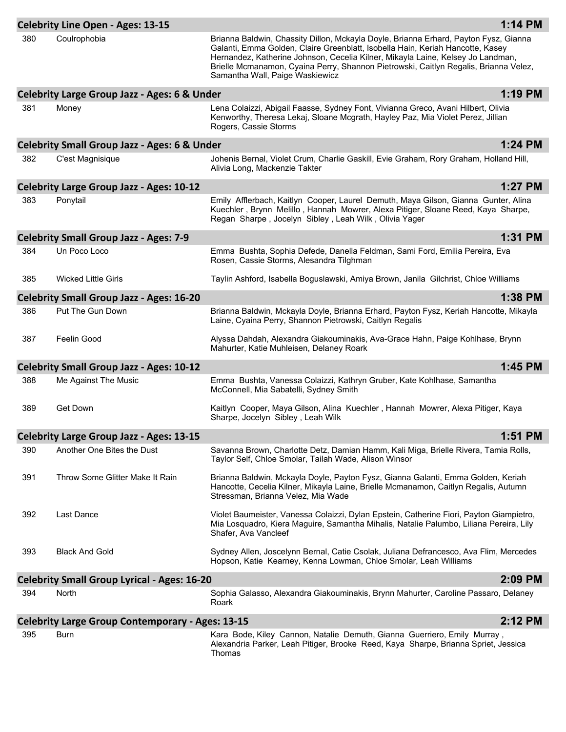## Celebrity Line Open - Ages: 13-15 — 1:14 PM

| # | Routine | Dancers |
|---|---|---|
| 380 | Coulrophobia | Brianna Baldwin, Chassity Dillon, Mckayla Doyle, Brianna Erhard, Payton Fysz, Gianna Galanti, Emma Golden, Claire Greenblatt, Isobella Hain, Keriah Hancotte, Kasey Hernandez, Katherine Johnson, Cecelia Kilner, Mikayla Laine, Kelsey Jo Landman, Brielle Mcmanamon, Cyaina Perry, Shannon Pietrowski, Caitlyn Regalis, Brianna Velez, Samantha Wall, Paige Waskiewicz |

## Celebrity Large Group Jazz - Ages: 6 & Under — 1:19 PM

| # | Routine | Dancers |
|---|---|---|
| 381 | Money | Lena Colaizzi, Abigail Faasse, Sydney Font, Vivianna Greco, Avani Hilbert, Olivia Kenworthy, Theresa Lekaj, Sloane Mcgrath, Hayley Paz, Mia Violet Perez, Jillian Rogers, Cassie Storms |

## Celebrity Small Group Jazz - Ages: 6 & Under — 1:24 PM

| # | Routine | Dancers |
|---|---|---|
| 382 | C'est Magnisique | Johenis Bernal, Violet Crum, Charlie Gaskill, Evie Graham, Rory Graham, Holland Hill, Alivia Long, Mackenzie Takter |

## Celebrity Large Group Jazz - Ages: 10-12 — 1:27 PM

| # | Routine | Dancers |
|---|---|---|
| 383 | Ponytail | Emily Afflerbach, Kaitlyn Cooper, Laurel Demuth, Maya Gilson, Gianna Gunter, Alina Kuechler, Brynn Melillo, Hannah Mowrer, Alexa Pitiger, Sloane Reed, Kaya Sharpe, Regan Sharpe, Jocelyn Sibley, Leah Wilk, Olivia Yager |

## Celebrity Small Group Jazz - Ages: 7-9 — 1:31 PM

| # | Routine | Dancers |
|---|---|---|
| 384 | Un Poco Loco | Emma Bushta, Sophia Defede, Danella Feldman, Sami Ford, Emilia Pereira, Eva Rosen, Cassie Storms, Alesandra Tilghman |
| 385 | Wicked Little Girls | Taylin Ashford, Isabella Boguslawski, Amiya Brown, Janila Gilchrist, Chloe Williams |

## Celebrity Small Group Jazz - Ages: 16-20 — 1:38 PM

| # | Routine | Dancers |
|---|---|---|
| 386 | Put The Gun Down | Brianna Baldwin, Mckayla Doyle, Brianna Erhard, Payton Fysz, Keriah Hancotte, Mikayla Laine, Cyaina Perry, Shannon Pietrowski, Caitlyn Regalis |
| 387 | Feelin Good | Alyssa Dahdah, Alexandra Giakouminakis, Ava-Grace Hahn, Paige Kohlhase, Brynn Mahurter, Katie Muhleisen, Delaney Roark |

## Celebrity Small Group Jazz - Ages: 10-12 — 1:45 PM

| # | Routine | Dancers |
|---|---|---|
| 388 | Me Against The Music | Emma Bushta, Vanessa Colaizzi, Kathryn Gruber, Kate Kohlhase, Samantha McConnell, Mia Sabatelli, Sydney Smith |
| 389 | Get Down | Kaitlyn Cooper, Maya Gilson, Alina Kuechler, Hannah Mowrer, Alexa Pitiger, Kaya Sharpe, Jocelyn Sibley, Leah Wilk |

## Celebrity Large Group Jazz - Ages: 13-15 — 1:51 PM

| # | Routine | Dancers |
|---|---|---|
| 390 | Another One Bites the Dust | Savanna Brown, Charlotte Detz, Damian Hamm, Kali Miga, Brielle Rivera, Tamia Rolls, Taylor Self, Chloe Smolar, Tailah Wade, Alison Winsor |
| 391 | Throw Some Glitter Make It Rain | Brianna Baldwin, Mckayla Doyle, Payton Fysz, Gianna Galanti, Emma Golden, Keriah Hancotte, Cecelia Kilner, Mikayla Laine, Brielle Mcmanamon, Caitlyn Regalis, Autumn Stressman, Brianna Velez, Mia Wade |
| 392 | Last Dance | Violet Baumeister, Vanessa Colaizzi, Dylan Epstein, Catherine Fiori, Payton Giampietro, Mia Losquadro, Kiera Maguire, Samantha Mihalis, Natalie Palumbo, Liliana Pereira, Lily Shafer, Ava Vancleef |
| 393 | Black And Gold | Sydney Allen, Joscelynn Bernal, Catie Csolak, Juliana Defrancesco, Ava Flim, Mercedes Hopson, Katie Kearney, Kenna Lowman, Chloe Smolar, Leah Williams |

## Celebrity Small Group Lyrical - Ages: 16-20 — 2:09 PM

| # | Routine | Dancers |
|---|---|---|
| 394 | North | Sophia Galasso, Alexandra Giakouminakis, Brynn Mahurter, Caroline Passaro, Delaney Roark |

## Celebrity Large Group Contemporary - Ages: 13-15 — 2:12 PM

| # | Routine | Dancers |
|---|---|---|
| 395 | Burn | Kara Bode, Kiley Cannon, Natalie Demuth, Gianna Guerriero, Emily Murray, Alexandria Parker, Leah Pitiger, Brooke Reed, Kaya Sharpe, Brianna Spriet, Jessica Thomas |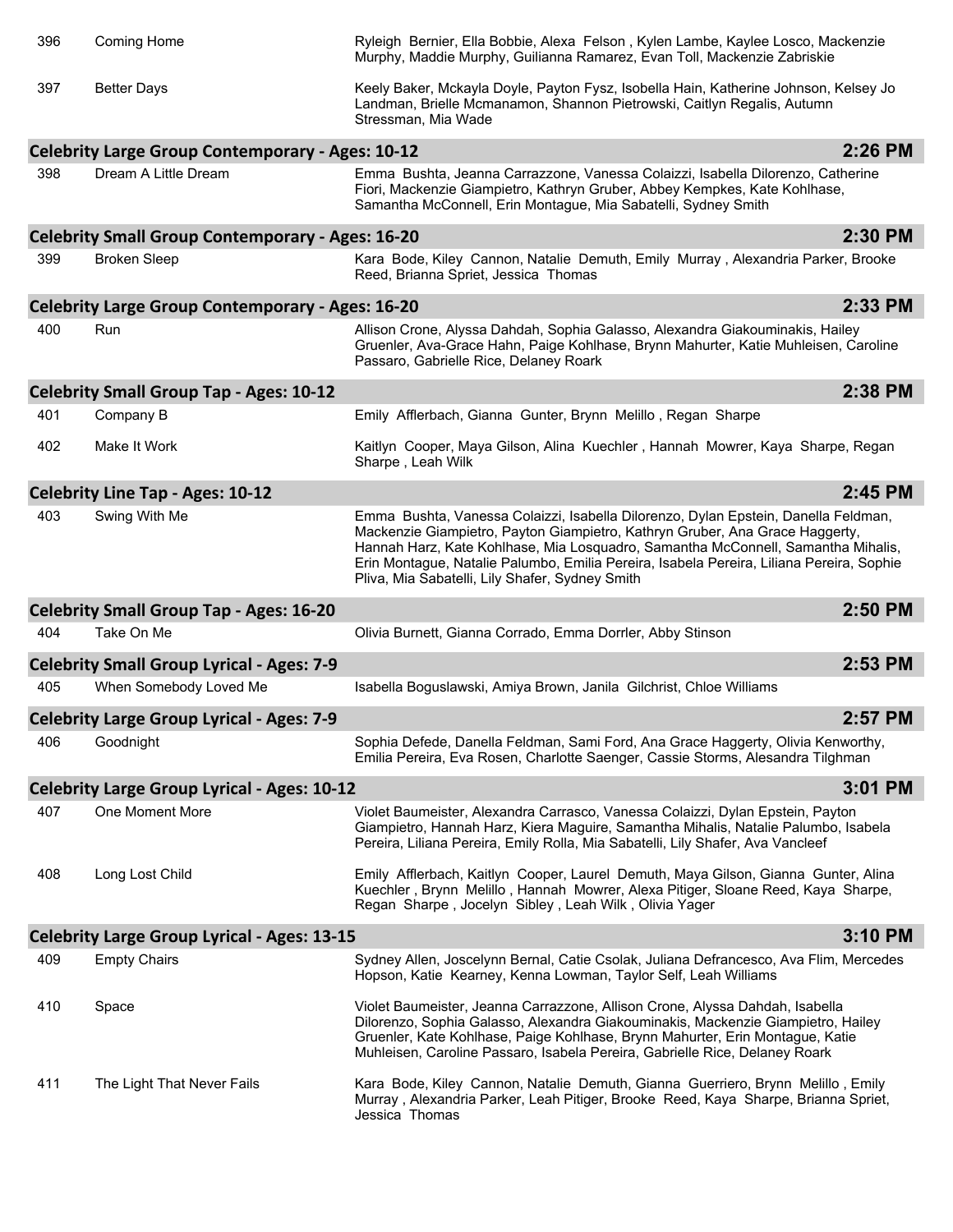| | | |
|---|---|---|
| 396 | Coming Home | Ryleigh Bernier, Ella Bobbie, Alexa Felson , Kylen Lambe, Kaylee Losco, Mackenzie Murphy, Maddie Murphy, Guilianna Ramarez, Evan Toll, Mackenzie Zabriskie |
| 397 | Better Days | Keely Baker, Mckayla Doyle, Payton Fysz, Isobella Hain, Katherine Johnson, Kelsey Jo Landman, Brielle Mcmanamon, Shannon Pietrowski, Caitlyn Regalis, Autumn Stressman, Mia Wade |

## Celebrity Large Group Contemporary - Ages: 10-12 — 2:26 PM

| | | |
|---|---|---|
| 398 | Dream A Little Dream | Emma Bushta, Jeanna Carrazzone, Vanessa Colaizzi, Isabella Dilorenzo, Catherine Fiori, Mackenzie Giampietro, Kathryn Gruber, Abbey Kempkes, Kate Kohlhase, Samantha McConnell, Erin Montague, Mia Sabatelli, Sydney Smith |

## Celebrity Small Group Contemporary - Ages: 16-20 — 2:30 PM

| | | |
|---|---|---|
| 399 | Broken Sleep | Kara Bode, Kiley Cannon, Natalie Demuth, Emily Murray , Alexandria Parker, Brooke Reed, Brianna Spriet, Jessica Thomas |

## Celebrity Large Group Contemporary - Ages: 16-20 — 2:33 PM

| | | |
|---|---|---|
| 400 | Run | Allison Crone, Alyssa Dahdah, Sophia Galasso, Alexandra Giakouminakis, Hailey Gruenler, Ava-Grace Hahn, Paige Kohlhase, Brynn Mahurter, Katie Muhleisen, Caroline Passaro, Gabrielle Rice, Delaney Roark |

## Celebrity Small Group Tap - Ages: 10-12 — 2:38 PM

| | | |
|---|---|---|
| 401 | Company B | Emily Afflerbach, Gianna Gunter, Brynn Melillo , Regan Sharpe |
| 402 | Make It Work | Kaitlyn Cooper, Maya Gilson, Alina Kuechler , Hannah Mowrer, Kaya Sharpe, Regan Sharpe , Leah Wilk |

## Celebrity Line Tap - Ages: 10-12 — 2:45 PM

| | | |
|---|---|---|
| 403 | Swing With Me | Emma Bushta, Vanessa Colaizzi, Isabella Dilorenzo, Dylan Epstein, Danella Feldman, Mackenzie Giampietro, Payton Giampietro, Kathryn Gruber, Ana Grace Haggerty, Hannah Harz, Kate Kohlhase, Mia Losquadro, Samantha McConnell, Samantha Mihalis, Erin Montague, Natalie Palumbo, Emilia Pereira, Isabela Pereira, Liliana Pereira, Sophie Pliva, Mia Sabatelli, Lily Shafer, Sydney Smith |

## Celebrity Small Group Tap - Ages: 16-20 — 2:50 PM

| | | |
|---|---|---|
| 404 | Take On Me | Olivia Burnett, Gianna Corrado, Emma Dorrler, Abby Stinson |

## Celebrity Small Group Lyrical - Ages: 7-9 — 2:53 PM

| | | |
|---|---|---|
| 405 | When Somebody Loved Me | Isabella Boguslawski, Amiya Brown, Janila Gilchrist, Chloe Williams |

## Celebrity Large Group Lyrical - Ages: 7-9 — 2:57 PM

| | | |
|---|---|---|
| 406 | Goodnight | Sophia Defede, Danella Feldman, Sami Ford, Ana Grace Haggerty, Olivia Kenworthy, Emilia Pereira, Eva Rosen, Charlotte Saenger, Cassie Storms, Alesandra Tilghman |

## Celebrity Large Group Lyrical - Ages: 10-12 — 3:01 PM

| | | |
|---|---|---|
| 407 | One Moment More | Violet Baumeister, Alexandra Carrasco, Vanessa Colaizzi, Dylan Epstein, Payton Giampietro, Hannah Harz, Kiera Maguire, Samantha Mihalis, Natalie Palumbo, Isabela Pereira, Liliana Pereira, Emily Rolla, Mia Sabatelli, Lily Shafer, Ava Vancleef |
| 408 | Long Lost Child | Emily Afflerbach, Kaitlyn Cooper, Laurel Demuth, Maya Gilson, Gianna Gunter, Alina Kuechler , Brynn Melillo , Hannah Mowrer, Alexa Pitiger, Sloane Reed, Kaya Sharpe, Regan Sharpe , Jocelyn Sibley , Leah Wilk , Olivia Yager |

## Celebrity Large Group Lyrical - Ages: 13-15 — 3:10 PM

| | | |
|---|---|---|
| 409 | Empty Chairs | Sydney Allen, Joscelynn Bernal, Catie Csolak, Juliana Defrancesco, Ava Flim, Mercedes Hopson, Katie Kearney, Kenna Lowman, Taylor Self, Leah Williams |
| 410 | Space | Violet Baumeister, Jeanna Carrazzone, Allison Crone, Alyssa Dahdah, Isabella Dilorenzo, Sophia Galasso, Alexandra Giakouminakis, Mackenzie Giampietro, Hailey Gruenler, Kate Kohlhase, Paige Kohlhase, Brynn Mahurter, Erin Montague, Katie Muhleisen, Caroline Passaro, Isabela Pereira, Gabrielle Rice, Delaney Roark |
| 411 | The Light That Never Fails | Kara Bode, Kiley Cannon, Natalie Demuth, Gianna Guerriero, Brynn Melillo , Emily Murray , Alexandria Parker, Leah Pitiger, Brooke Reed, Kaya Sharpe, Brianna Spriet, Jessica Thomas |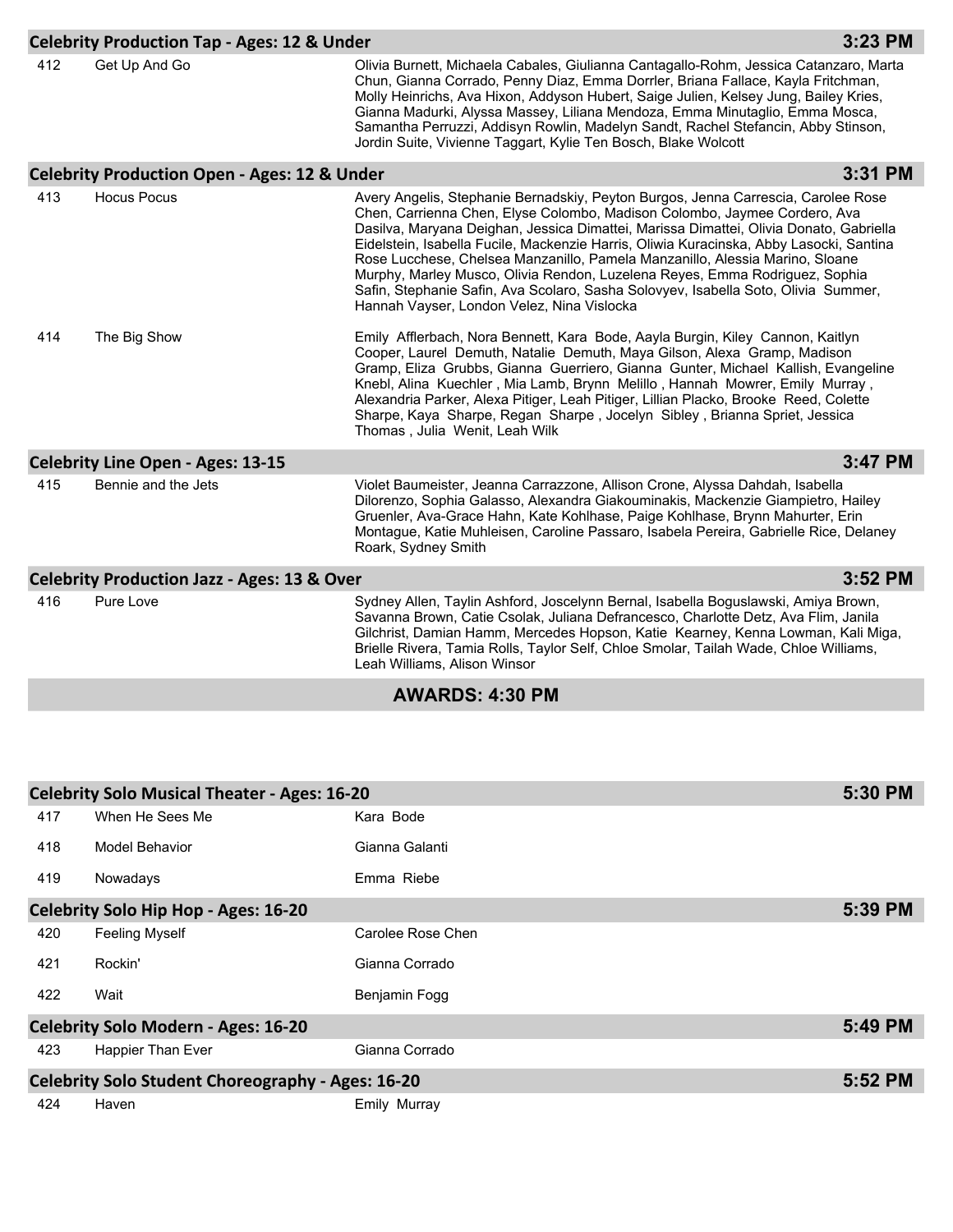## Celebrity Production Tap - Ages: 12 & Under — 3:23 PM

| # | Routine | Dancers |
|---|---|---|
| 412 | Get Up And Go | Olivia Burnett, Michaela Cabales, Giulianna Cantagallo-Rohm, Jessica Catanzaro, Marta Chun, Gianna Corrado, Penny Diaz, Emma Dorrler, Briana Fallace, Kayla Fritchman, Molly Heinrichs, Ava Hixon, Addyson Hubert, Saige Julien, Kelsey Jung, Bailey Kries, Gianna Madurki, Alyssa Massey, Liliana Mendoza, Emma Minutaglio, Emma Mosca, Samantha Perruzzi, Addisyn Rowlin, Madelyn Sandt, Rachel Stefancin, Abby Stinson, Jordin Suite, Vivienne Taggart, Kylie Ten Bosch, Blake Wolcott |

## Celebrity Production Open - Ages: 12 & Under — 3:31 PM

| # | Routine | Dancers |
|---|---|---|
| 413 | Hocus Pocus | Avery Angelis, Stephanie Bernadskiy, Peyton Burgos, Jenna Carrescia, Carolee Rose Chen, Carrienna Chen, Elyse Colombo, Madison Colombo, Jaymee Cordero, Ava Dasilva, Maryana Deighan, Jessica Dimattei, Marissa Dimattei, Olivia Donato, Gabriella Eidelstein, Isabella Fucile, Mackenzie Harris, Oliwia Kuracinska, Abby Lasocki, Santina Rose Lucchese, Chelsea Manzanillo, Pamela Manzanillo, Alessia Marino, Sloane Murphy, Marley Musco, Olivia Rendon, Luzelena Reyes, Emma Rodriguez, Sophia Safin, Stephanie Safin, Ava Scolaro, Sasha Solovyev, Isabella Soto, Olivia Summer, Hannah Vayser, London Velez, Nina Vislocka |
| 414 | The Big Show | Emily Afflerbach, Nora Bennett, Kara Bode, Aayla Burgin, Kiley Cannon, Kaitlyn Cooper, Laurel Demuth, Natalie Demuth, Maya Gilson, Alexa Gramp, Madison Gramp, Eliza Grubbs, Gianna Guerriero, Gianna Gunter, Michael Kallish, Evangeline Knebl, Alina Kuechler , Mia Lamb, Brynn Melillo , Hannah Mowrer, Emily Murray , Alexandria Parker, Alexa Pitiger, Leah Pitiger, Lillian Placko, Brooke Reed, Colette Sharpe, Kaya Sharpe, Regan Sharpe , Jocelyn Sibley , Brianna Spriet, Jessica Thomas , Julia Wenit, Leah Wilk |

## Celebrity Line Open - Ages: 13-15 — 3:47 PM

| # | Routine | Dancers |
|---|---|---|
| 415 | Bennie and the Jets | Violet Baumeister, Jeanna Carrazzone, Allison Crone, Alyssa Dahdah, Isabella Dilorenzo, Sophia Galasso, Alexandra Giakouminakis, Mackenzie Giampietro, Hailey Gruenler, Ava-Grace Hahn, Kate Kohlhase, Paige Kohlhase, Brynn Mahurter, Erin Montague, Katie Muhleisen, Caroline Passaro, Isabela Pereira, Gabrielle Rice, Delaney Roark, Sydney Smith |

## Celebrity Production Jazz - Ages: 13 & Over — 3:52 PM

| # | Routine | Dancers |
|---|---|---|
| 416 | Pure Love | Sydney Allen, Taylin Ashford, Joscelynn Bernal, Isabella Boguslawski, Amiya Brown, Savanna Brown, Catie Csolak, Juliana Defrancesco, Charlotte Detz, Ava Flim, Janila Gilchrist, Damian Hamm, Mercedes Hopson, Katie Kearney, Kenna Lowman, Kali Miga, Brielle Rivera, Tamia Rolls, Taylor Self, Chloe Smolar, Tailah Wade, Chloe Williams, Leah Williams, Alison Winsor |

## AWARDS: 4:30 PM

## Celebrity Solo Musical Theater - Ages: 16-20 — 5:30 PM

| # | Routine | Dancer |
|---|---|---|
| 417 | When He Sees Me | Kara Bode |
| 418 | Model Behavior | Gianna Galanti |
| 419 | Nowadays | Emma Riebe |

## Celebrity Solo Hip Hop - Ages: 16-20 — 5:39 PM

| # | Routine | Dancer |
|---|---|---|
| 420 | Feeling Myself | Carolee Rose Chen |
| 421 | Rockin' | Gianna Corrado |
| 422 | Wait | Benjamin Fogg |

## Celebrity Solo Modern - Ages: 16-20 — 5:49 PM

| # | Routine | Dancer |
|---|---|---|
| 423 | Happier Than Ever | Gianna Corrado |

## Celebrity Solo Student Choreography - Ages: 16-20 — 5:52 PM

| # | Routine | Dancer |
|---|---|---|
| 424 | Haven | Emily Murray |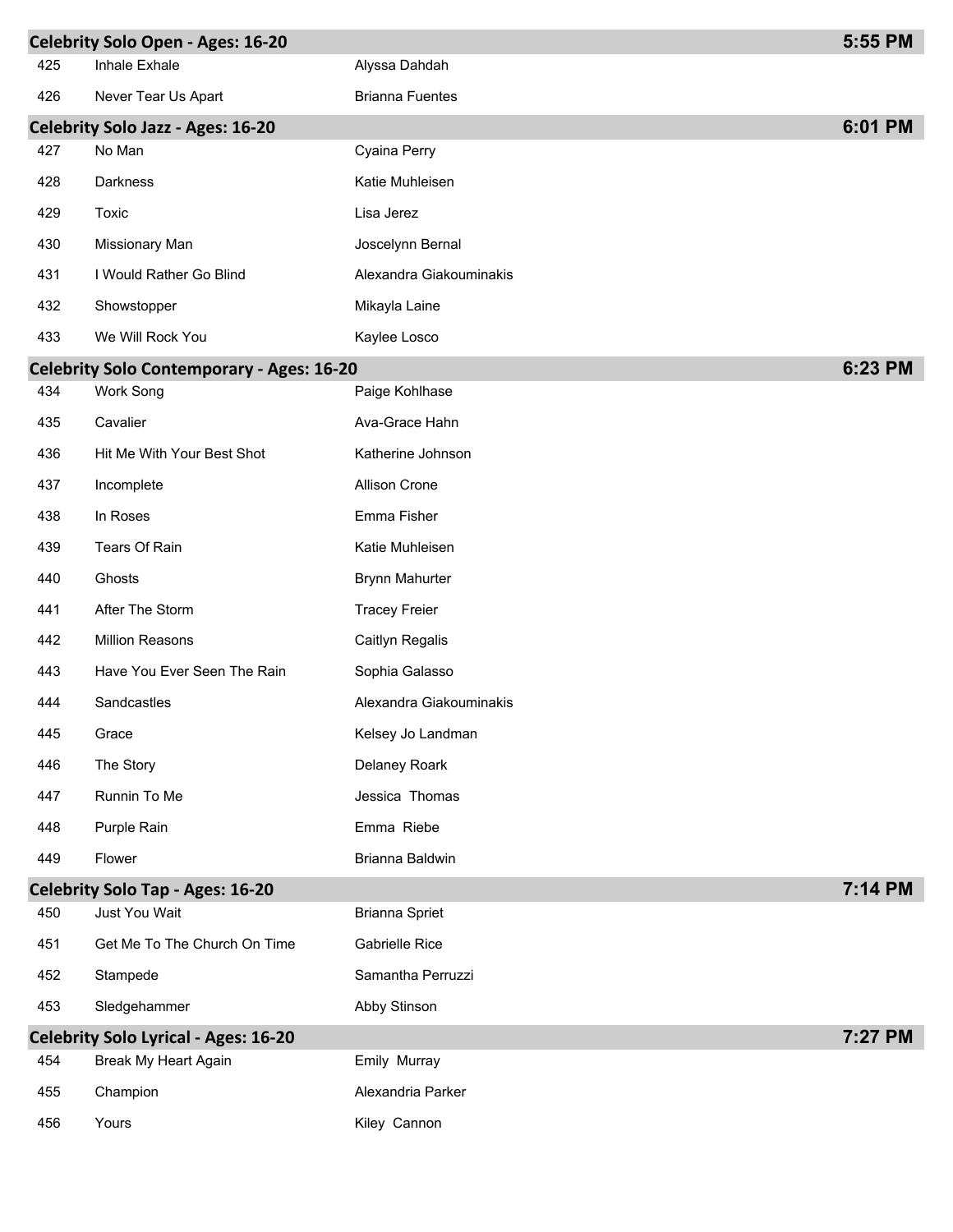## Celebrity Solo Open - Ages: 16-20 — 5:55 PM

| | | |
|---|---|---|
| 425 | Inhale Exhale | Alyssa Dahdah |
| 426 | Never Tear Us Apart | Brianna Fuentes |

## Celebrity Solo Jazz - Ages: 16-20 — 6:01 PM

| | | |
|---|---|---|
| 427 | No Man | Cyaina Perry |
| 428 | Darkness | Katie Muhleisen |
| 429 | Toxic | Lisa Jerez |
| 430 | Missionary Man | Joscelynn Bernal |
| 431 | I Would Rather Go Blind | Alexandra Giakouminakis |
| 432 | Showstopper | Mikayla Laine |
| 433 | We Will Rock You | Kaylee Losco |

## Celebrity Solo Contemporary - Ages: 16-20 — 6:23 PM

| | | |
|---|---|---|
| 434 | Work Song | Paige Kohlhase |
| 435 | Cavalier | Ava-Grace Hahn |
| 436 | Hit Me With Your Best Shot | Katherine Johnson |
| 437 | Incomplete | Allison Crone |
| 438 | In Roses | Emma Fisher |
| 439 | Tears Of Rain | Katie Muhleisen |
| 440 | Ghosts | Brynn Mahurter |
| 441 | After The Storm | Tracey Freier |
| 442 | Million Reasons | Caitlyn Regalis |
| 443 | Have You Ever Seen The Rain | Sophia Galasso |
| 444 | Sandcastles | Alexandra Giakouminakis |
| 445 | Grace | Kelsey Jo Landman |
| 446 | The Story | Delaney Roark |
| 447 | Runnin To Me | Jessica Thomas |
| 448 | Purple Rain | Emma Riebe |
| 449 | Flower | Brianna Baldwin |

## Celebrity Solo Tap - Ages: 16-20 — 7:14 PM

| | | |
|---|---|---|
| 450 | Just You Wait | Brianna Spriet |
| 451 | Get Me To The Church On Time | Gabrielle Rice |
| 452 | Stampede | Samantha Perruzzi |
| 453 | Sledgehammer | Abby Stinson |

## Celebrity Solo Lyrical - Ages: 16-20 — 7:27 PM

| | | |
|---|---|---|
| 454 | Break My Heart Again | Emily Murray |
| 455 | Champion | Alexandria Parker |
| 456 | Yours | Kiley Cannon |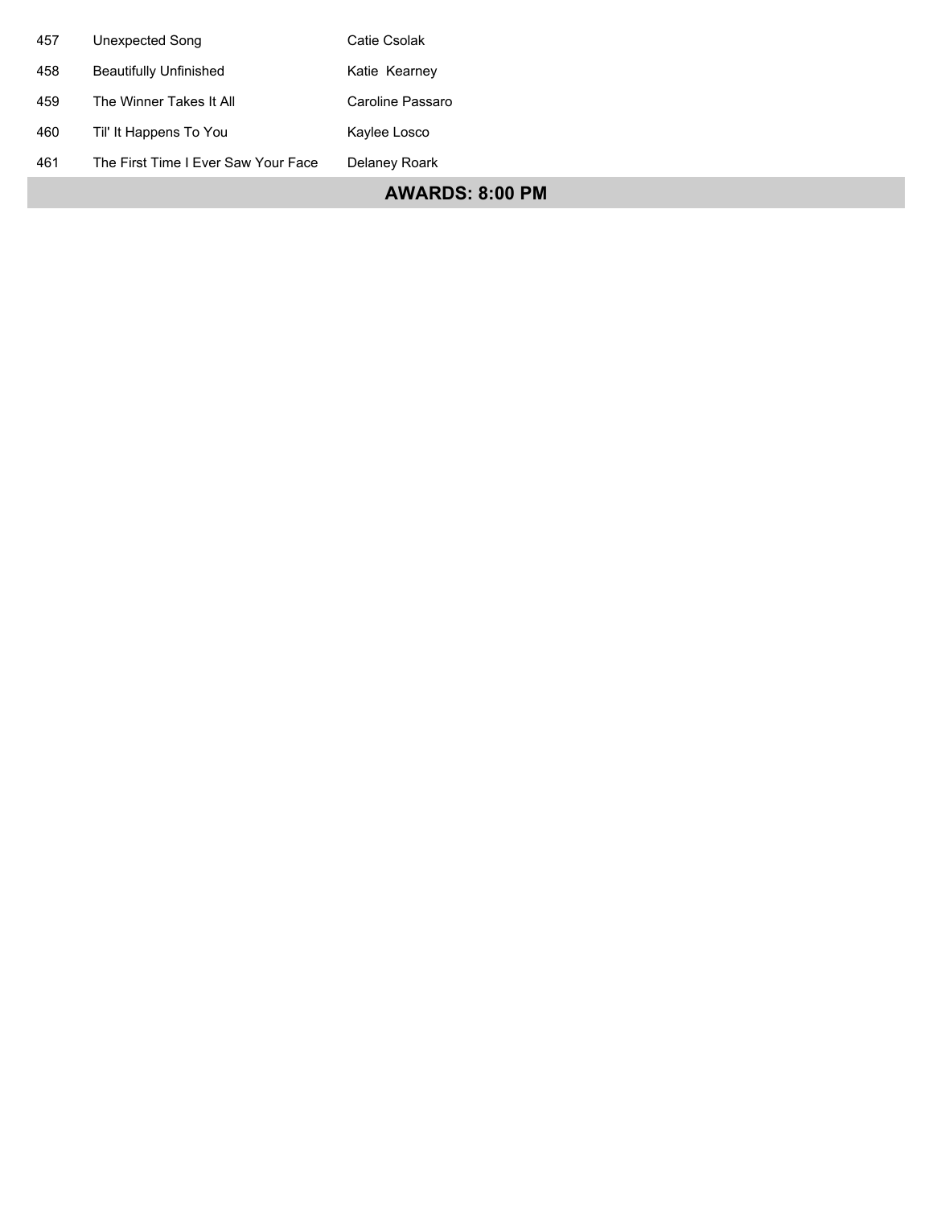| | | |
|---|---|---|
| 457 | Unexpected Song | Catie Csolak |
| 458 | Beautifully Unfinished | Katie  Kearney |
| 459 | The Winner Takes It All | Caroline Passaro |
| 460 | Til' It Happens To You | Kaylee Losco |
| 461 | The First Time I Ever Saw Your Face | Delaney Roark |

**AWARDS: 8:00 PM**